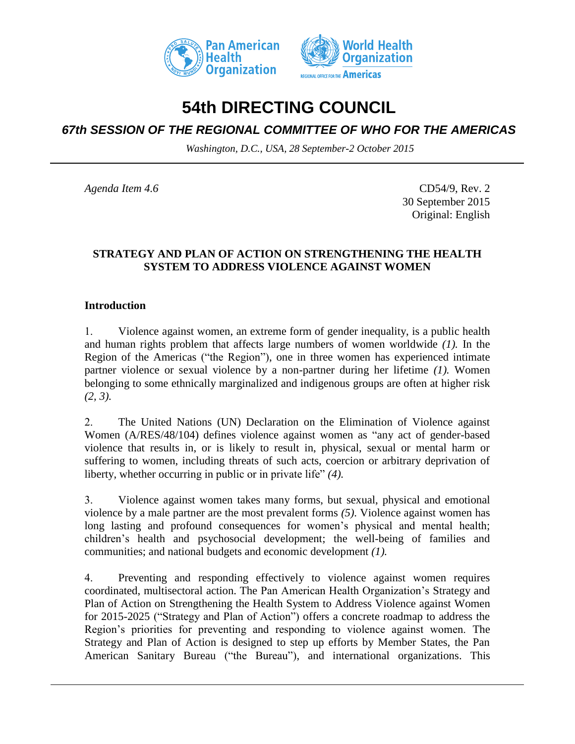# 54th DIRECTING COUNCIL

## *67th SESSION OF THE REGIONAL COMMITTEE OF WHO FOR THE AMERICAS*

*Washington, D.C., USA, 28 September-2 October 2015*

*Agenda Item 4.6*

CD54/9, Rev. 2
30 September 2015
Original: English

**STRATEGY AND PLAN OF ACTION ON STRENGTHENING THE HEALTH SYSTEM TO ADDRESS VIOLENCE AGAINST WOMEN**

## Introduction

1. Violence against women, an extreme form of gender inequality, is a public health and human rights problem that affects large numbers of women worldwide *(1).* In the Region of the Americas ("the Region"), one in three women has experienced intimate partner violence or sexual violence by a non-partner during her lifetime *(1).* Women belonging to some ethnically marginalized and indigenous groups are often at higher risk *(2, 3).*

2. The United Nations (UN) Declaration on the Elimination of Violence against Women (A/RES/48/104) defines violence against women as "any act of gender-based violence that results in, or is likely to result in, physical, sexual or mental harm or suffering to women, including threats of such acts, coercion or arbitrary deprivation of liberty, whether occurring in public or in private life" *(4).*

3. Violence against women takes many forms, but sexual, physical and emotional violence by a male partner are the most prevalent forms *(5).* Violence against women has long lasting and profound consequences for women's physical and mental health; children's health and psychosocial development; the well-being of families and communities; and national budgets and economic development *(1).*

4. Preventing and responding effectively to violence against women requires coordinated, multisectoral action. The Pan American Health Organization's Strategy and Plan of Action on Strengthening the Health System to Address Violence against Women for 2015-2025 ("Strategy and Plan of Action") offers a concrete roadmap to address the Region's priorities for preventing and responding to violence against women. The Strategy and Plan of Action is designed to step up efforts by Member States, the Pan American Sanitary Bureau ("the Bureau"), and international organizations. This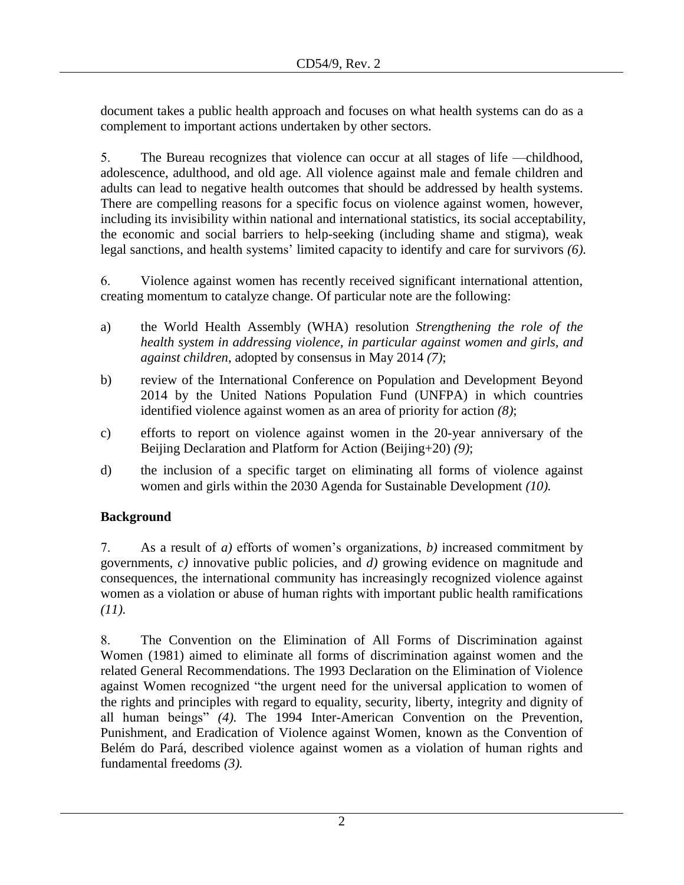document takes a public health approach and focuses on what health systems can do as a complement to important actions undertaken by other sectors.

5. The Bureau recognizes that violence can occur at all stages of life —childhood, adolescence, adulthood, and old age. All violence against male and female children and adults can lead to negative health outcomes that should be addressed by health systems. There are compelling reasons for a specific focus on violence against women, however, including its invisibility within national and international statistics, its social acceptability, the economic and social barriers to help-seeking (including shame and stigma), weak legal sanctions, and health systems' limited capacity to identify and care for survivors *(6).*

6. Violence against women has recently received significant international attention, creating momentum to catalyze change. Of particular note are the following:

a) the World Health Assembly (WHA) resolution *Strengthening the role of the health system in addressing violence, in particular against women and girls, and against children*, adopted by consensus in May 2014 *(7)*;

b) review of the International Conference on Population and Development Beyond 2014 by the United Nations Population Fund (UNFPA) in which countries identified violence against women as an area of priority for action *(8)*;

c) efforts to report on violence against women in the 20-year anniversary of the Beijing Declaration and Platform for Action (Beijing+20) *(9)*;

d) the inclusion of a specific target on eliminating all forms of violence against women and girls within the 2030 Agenda for Sustainable Development *(10).*

## Background

7. As a result of *a)* efforts of women's organizations, *b)* increased commitment by governments, *c)* innovative public policies, and *d)* growing evidence on magnitude and consequences, the international community has increasingly recognized violence against women as a violation or abuse of human rights with important public health ramifications *(11).*

8. The Convention on the Elimination of All Forms of Discrimination against Women (1981) aimed to eliminate all forms of discrimination against women and the related General Recommendations. The 1993 Declaration on the Elimination of Violence against Women recognized "the urgent need for the universal application to women of the rights and principles with regard to equality, security, liberty, integrity and dignity of all human beings" *(4).* The 1994 Inter-American Convention on the Prevention, Punishment, and Eradication of Violence against Women, known as the Convention of Belém do Pará, described violence against women as a violation of human rights and fundamental freedoms *(3).*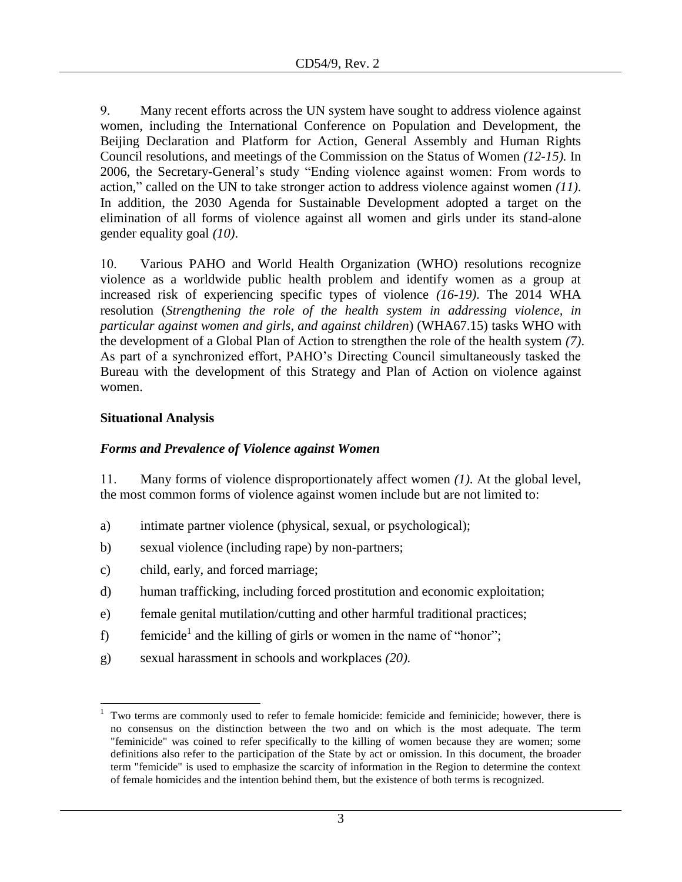9. Many recent efforts across the UN system have sought to address violence against women, including the International Conference on Population and Development, the Beijing Declaration and Platform for Action, General Assembly and Human Rights Council resolutions, and meetings of the Commission on the Status of Women *(12-15).* In 2006, the Secretary-General's study "Ending violence against women: From words to action," called on the UN to take stronger action to address violence against women *(11).* In addition, the 2030 Agenda for Sustainable Development adopted a target on the elimination of all forms of violence against all women and girls under its stand-alone gender equality goal *(10).*

10. Various PAHO and World Health Organization (WHO) resolutions recognize violence as a worldwide public health problem and identify women as a group at increased risk of experiencing specific types of violence *(16-19).* The 2014 WHA resolution (*Strengthening the role of the health system in addressing violence, in particular against women and girls, and against children*) (WHA67.15) tasks WHO with the development of a Global Plan of Action to strengthen the role of the health system *(7).* As part of a synchronized effort, PAHO's Directing Council simultaneously tasked the Bureau with the development of this Strategy and Plan of Action on violence against women.

## Situational Analysis

### *Forms and Prevalence of Violence against Women*

11. Many forms of violence disproportionately affect women *(1).* At the global level, the most common forms of violence against women include but are not limited to:

a) intimate partner violence (physical, sexual, or psychological);

b) sexual violence (including rape) by non-partners;

c) child, early, and forced marriage;

d) human trafficking, including forced prostitution and economic exploitation;

e) female genital mutilation/cutting and other harmful traditional practices;

f) femicide[1] and the killing of girls or women in the name of "honor";

g) sexual harassment in schools and workplaces *(20).*

---

[1] Two terms are commonly used to refer to female homicide: femicide and feminicide; however, there is no consensus on the distinction between the two and on which is the most adequate. The term "feminicide" was coined to refer specifically to the killing of women because they are women; some definitions also refer to the participation of the State by act or omission. In this document, the broader term "femicide" is used to emphasize the scarcity of information in the Region to determine the context of female homicides and the intention behind them, but the existence of both terms is recognized.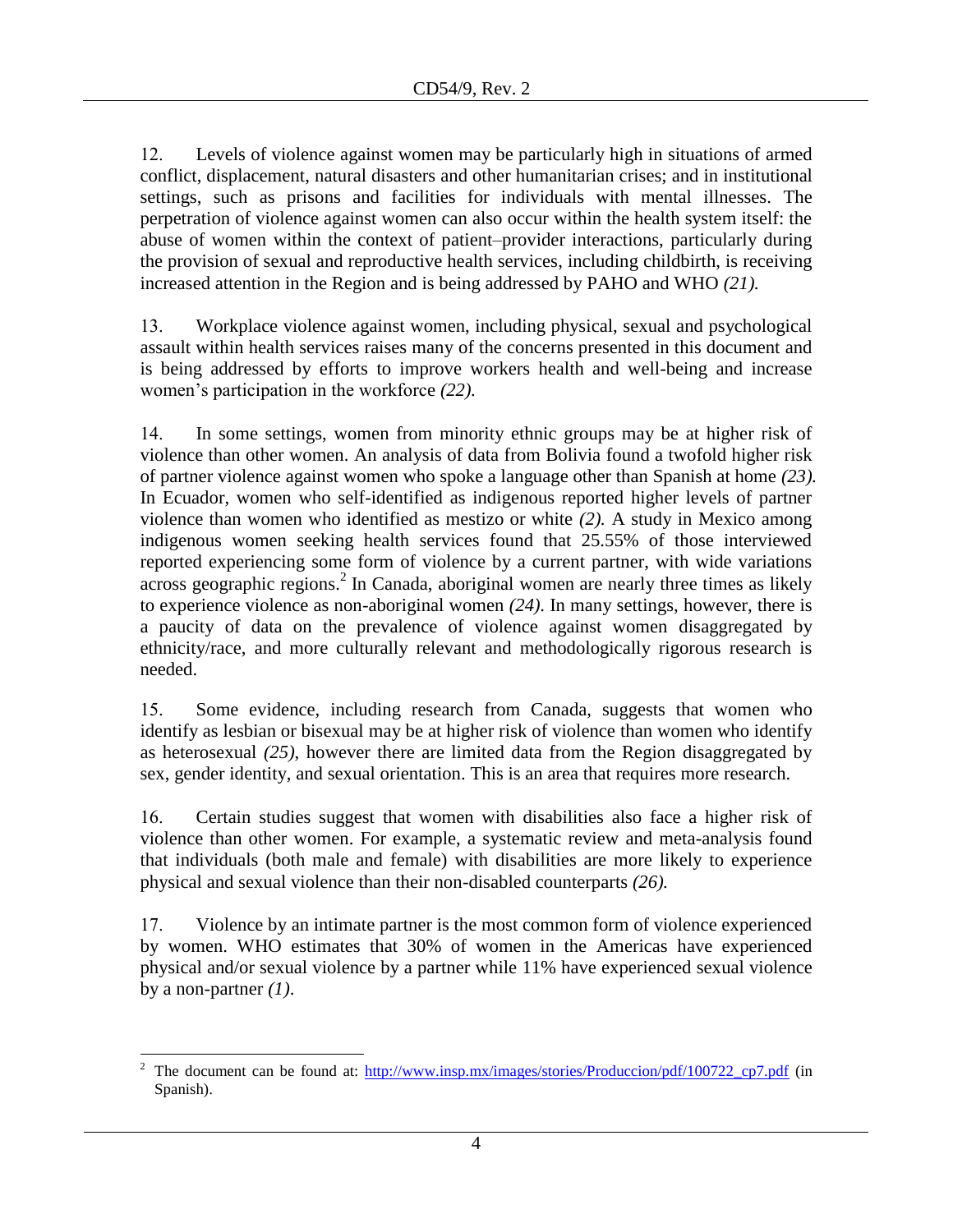12. Levels of violence against women may be particularly high in situations of armed conflict, displacement, natural disasters and other humanitarian crises; and in institutional settings, such as prisons and facilities for individuals with mental illnesses. The perpetration of violence against women can also occur within the health system itself: the abuse of women within the context of patient–provider interactions, particularly during the provision of sexual and reproductive health services, including childbirth, is receiving increased attention in the Region and is being addressed by PAHO and WHO *(21).*

13. Workplace violence against women, including physical, sexual and psychological assault within health services raises many of the concerns presented in this document and is being addressed by efforts to improve workers health and well-being and increase women's participation in the workforce *(22).*

14. In some settings, women from minority ethnic groups may be at higher risk of violence than other women. An analysis of data from Bolivia found a twofold higher risk of partner violence against women who spoke a language other than Spanish at home *(23).* In Ecuador, women who self-identified as indigenous reported higher levels of partner violence than women who identified as mestizo or white *(2).* A study in Mexico among indigenous women seeking health services found that 25.55% of those interviewed reported experiencing some form of violence by a current partner, with wide variations across geographic regions.[2] In Canada, aboriginal women are nearly three times as likely to experience violence as non-aboriginal women *(24).* In many settings, however, there is a paucity of data on the prevalence of violence against women disaggregated by ethnicity/race, and more culturally relevant and methodologically rigorous research is needed.

15. Some evidence, including research from Canada, suggests that women who identify as lesbian or bisexual may be at higher risk of violence than women who identify as heterosexual *(25)*, however there are limited data from the Region disaggregated by sex, gender identity, and sexual orientation. This is an area that requires more research.

16. Certain studies suggest that women with disabilities also face a higher risk of violence than other women. For example, a systematic review and meta-analysis found that individuals (both male and female) with disabilities are more likely to experience physical and sexual violence than their non-disabled counterparts *(26).*

17. Violence by an intimate partner is the most common form of violence experienced by women. WHO estimates that 30% of women in the Americas have experienced physical and/or sexual violence by a partner while 11% have experienced sexual violence by a non-partner *(1)*.

---

[2] The document can be found at: http://www.insp.mx/images/stories/Produccion/pdf/100722_cp7.pdf (in Spanish).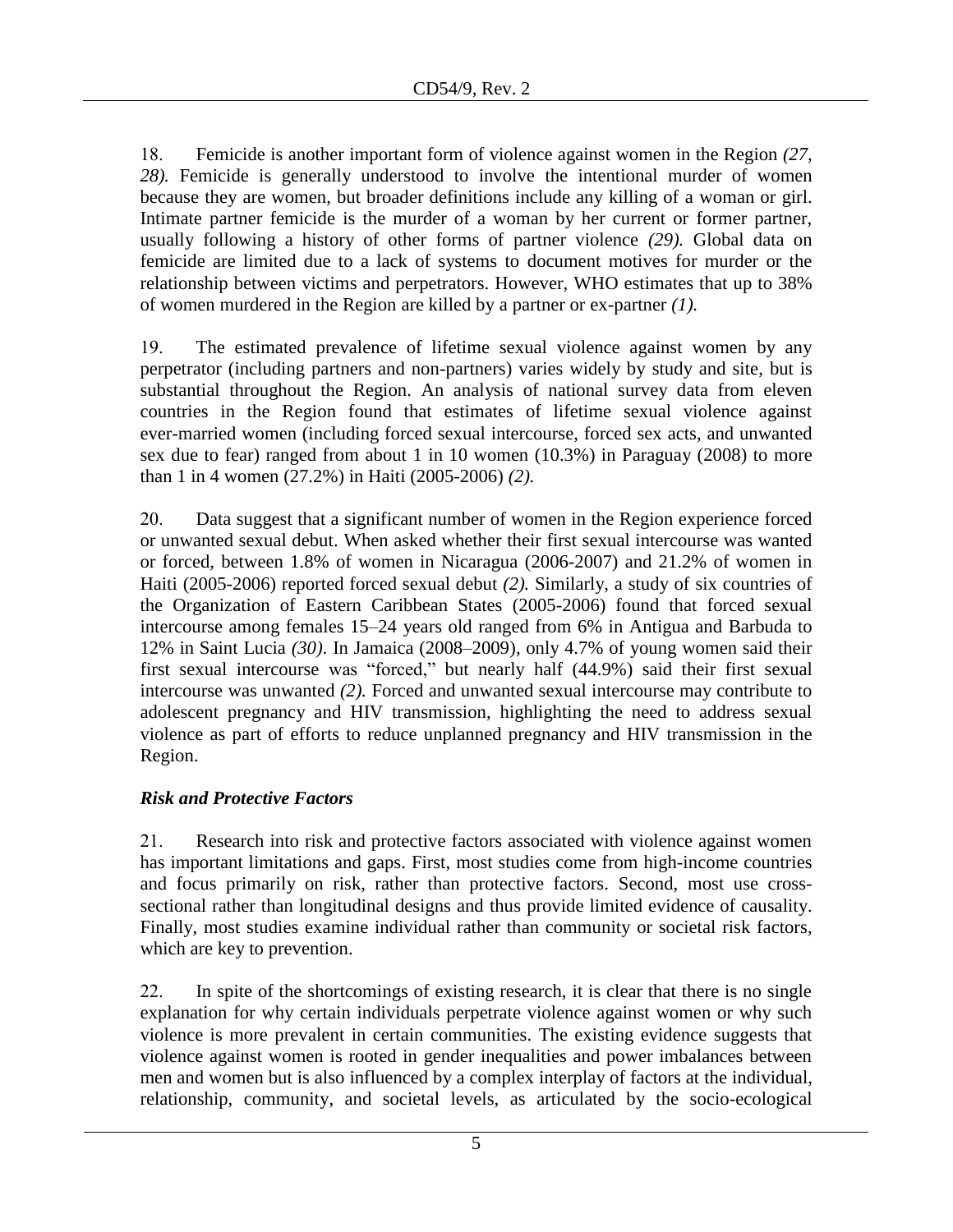18. Femicide is another important form of violence against women in the Region *(27, 28).* Femicide is generally understood to involve the intentional murder of women because they are women, but broader definitions include any killing of a woman or girl. Intimate partner femicide is the murder of a woman by her current or former partner, usually following a history of other forms of partner violence *(29).* Global data on femicide are limited due to a lack of systems to document motives for murder or the relationship between victims and perpetrators. However, WHO estimates that up to 38% of women murdered in the Region are killed by a partner or ex-partner *(1).*

19. The estimated prevalence of lifetime sexual violence against women by any perpetrator (including partners and non-partners) varies widely by study and site, but is substantial throughout the Region. An analysis of national survey data from eleven countries in the Region found that estimates of lifetime sexual violence against ever-married women (including forced sexual intercourse, forced sex acts, and unwanted sex due to fear) ranged from about 1 in 10 women (10.3%) in Paraguay (2008) to more than 1 in 4 women (27.2%) in Haiti (2005-2006) *(2).*

20. Data suggest that a significant number of women in the Region experience forced or unwanted sexual debut. When asked whether their first sexual intercourse was wanted or forced, between 1.8% of women in Nicaragua (2006-2007) and 21.2% of women in Haiti (2005-2006) reported forced sexual debut *(2).* Similarly, a study of six countries of the Organization of Eastern Caribbean States (2005-2006) found that forced sexual intercourse among females 15–24 years old ranged from 6% in Antigua and Barbuda to 12% in Saint Lucia *(30)*. In Jamaica (2008–2009), only 4.7% of young women said their first sexual intercourse was "forced," but nearly half (44.9%) said their first sexual intercourse was unwanted *(2).* Forced and unwanted sexual intercourse may contribute to adolescent pregnancy and HIV transmission, highlighting the need to address sexual violence as part of efforts to reduce unplanned pregnancy and HIV transmission in the Region.

***Risk and Protective Factors***

21. Research into risk and protective factors associated with violence against women has important limitations and gaps. First, most studies come from high-income countries and focus primarily on risk, rather than protective factors. Second, most use cross-sectional rather than longitudinal designs and thus provide limited evidence of causality. Finally, most studies examine individual rather than community or societal risk factors, which are key to prevention.

22. In spite of the shortcomings of existing research, it is clear that there is no single explanation for why certain individuals perpetrate violence against women or why such violence is more prevalent in certain communities. The existing evidence suggests that violence against women is rooted in gender inequalities and power imbalances between men and women but is also influenced by a complex interplay of factors at the individual, relationship, community, and societal levels, as articulated by the socio-ecological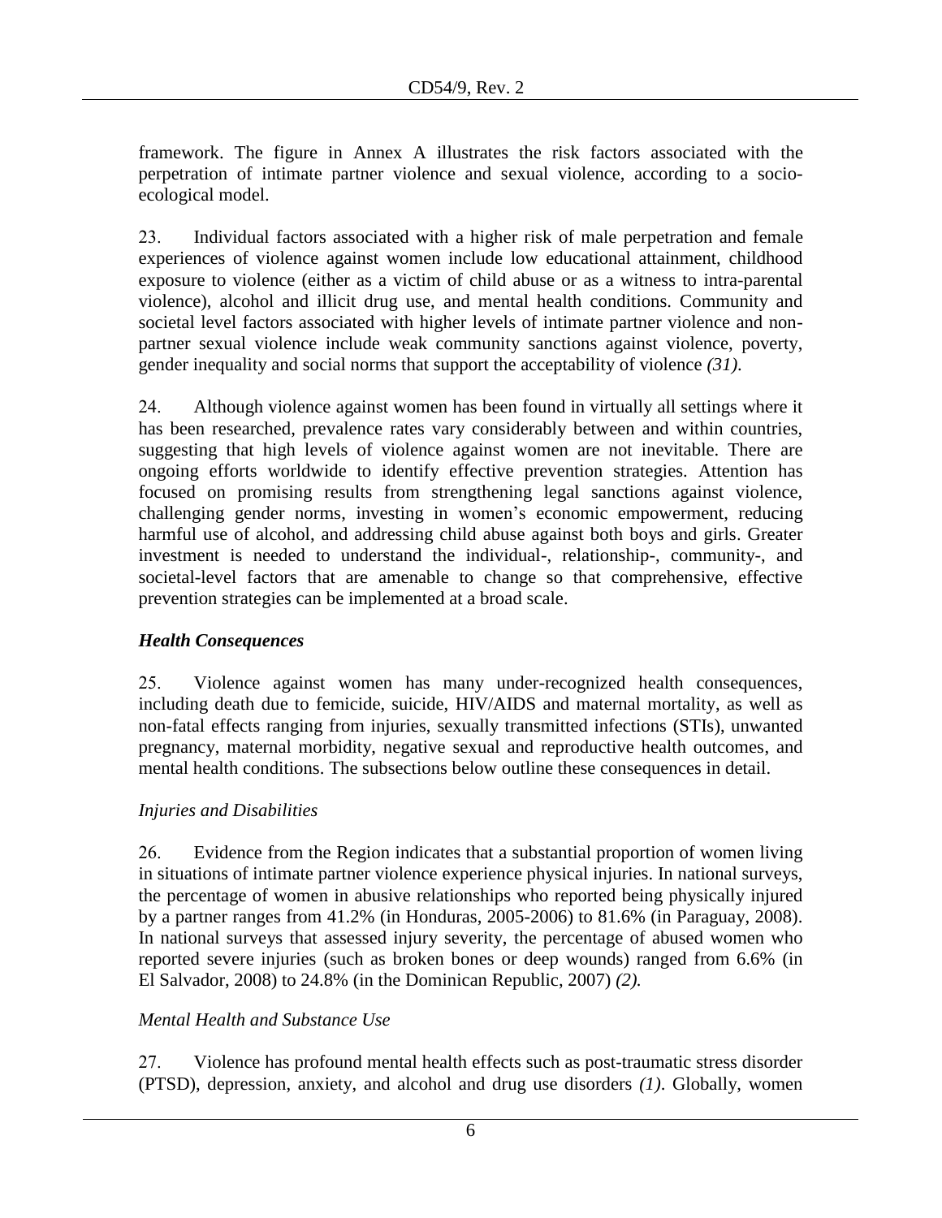framework. The figure in Annex A illustrates the risk factors associated with the perpetration of intimate partner violence and sexual violence, according to a socio-ecological model.

23. Individual factors associated with a higher risk of male perpetration and female experiences of violence against women include low educational attainment, childhood exposure to violence (either as a victim of child abuse or as a witness to intra-parental violence), alcohol and illicit drug use, and mental health conditions. Community and societal level factors associated with higher levels of intimate partner violence and non-partner sexual violence include weak community sanctions against violence, poverty, gender inequality and social norms that support the acceptability of violence *(31)*.

24. Although violence against women has been found in virtually all settings where it has been researched, prevalence rates vary considerably between and within countries, suggesting that high levels of violence against women are not inevitable. There are ongoing efforts worldwide to identify effective prevention strategies. Attention has focused on promising results from strengthening legal sanctions against violence, challenging gender norms, investing in women's economic empowerment, reducing harmful use of alcohol, and addressing child abuse against both boys and girls. Greater investment is needed to understand the individual-, relationship-, community-, and societal-level factors that are amenable to change so that comprehensive, effective prevention strategies can be implemented at a broad scale.

### *Health Consequences*

25. Violence against women has many under-recognized health consequences, including death due to femicide, suicide, HIV/AIDS and maternal mortality, as well as non-fatal effects ranging from injuries, sexually transmitted infections (STIs), unwanted pregnancy, maternal morbidity, negative sexual and reproductive health outcomes, and mental health conditions. The subsections below outline these consequences in detail.

#### *Injuries and Disabilities*

26. Evidence from the Region indicates that a substantial proportion of women living in situations of intimate partner violence experience physical injuries. In national surveys, the percentage of women in abusive relationships who reported being physically injured by a partner ranges from 41.2% (in Honduras, 2005-2006) to 81.6% (in Paraguay, 2008). In national surveys that assessed injury severity, the percentage of abused women who reported severe injuries (such as broken bones or deep wounds) ranged from 6.6% (in El Salvador, 2008) to 24.8% (in the Dominican Republic, 2007) *(2).*

#### *Mental Health and Substance Use*

27. Violence has profound mental health effects such as post-traumatic stress disorder (PTSD), depression, anxiety, and alcohol and drug use disorders *(1)*. Globally, women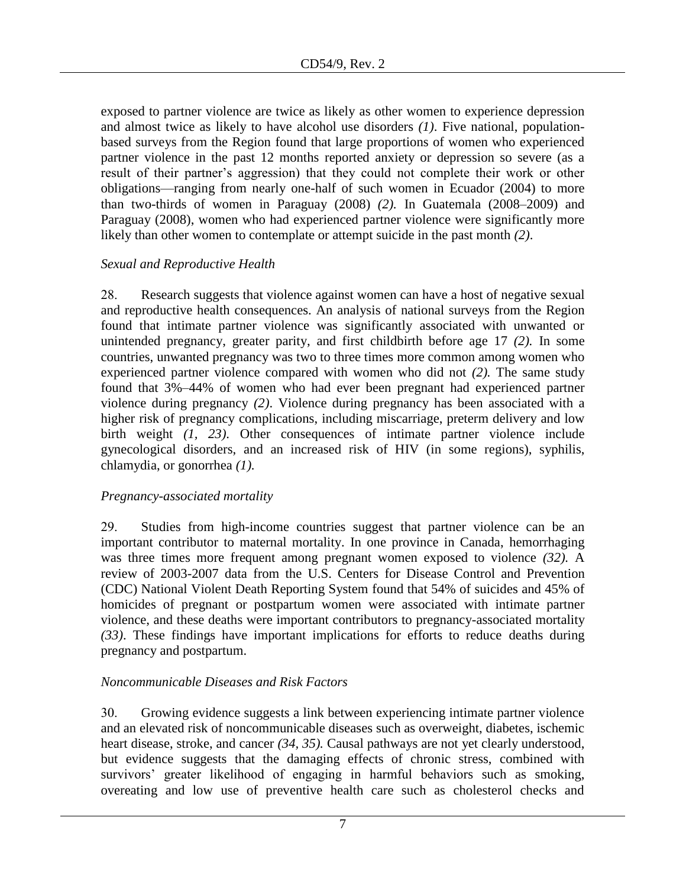exposed to partner violence are twice as likely as other women to experience depression and almost twice as likely to have alcohol use disorders *(1)*. Five national, population-based surveys from the Region found that large proportions of women who experienced partner violence in the past 12 months reported anxiety or depression so severe (as a result of their partner's aggression) that they could not complete their work or other obligations—ranging from nearly one-half of such women in Ecuador (2004) to more than two-thirds of women in Paraguay (2008) *(2).* In Guatemala (2008–2009) and Paraguay (2008), women who had experienced partner violence were significantly more likely than other women to contemplate or attempt suicide in the past month *(2)*.

*Sexual and Reproductive Health*

28. Research suggests that violence against women can have a host of negative sexual and reproductive health consequences. An analysis of national surveys from the Region found that intimate partner violence was significantly associated with unwanted or unintended pregnancy, greater parity, and first childbirth before age 17 *(2).* In some countries, unwanted pregnancy was two to three times more common among women who experienced partner violence compared with women who did not *(2).* The same study found that 3%–44% of women who had ever been pregnant had experienced partner violence during pregnancy *(2)*. Violence during pregnancy has been associated with a higher risk of pregnancy complications, including miscarriage, preterm delivery and low birth weight *(1, 23)*. Other consequences of intimate partner violence include gynecological disorders, and an increased risk of HIV (in some regions), syphilis, chlamydia, or gonorrhea *(1).*

*Pregnancy-associated mortality*

29. Studies from high-income countries suggest that partner violence can be an important contributor to maternal mortality. In one province in Canada, hemorrhaging was three times more frequent among pregnant women exposed to violence *(32).* A review of 2003-2007 data from the U.S. Centers for Disease Control and Prevention (CDC) National Violent Death Reporting System found that 54% of suicides and 45% of homicides of pregnant or postpartum women were associated with intimate partner violence, and these deaths were important contributors to pregnancy-associated mortality *(33)*. These findings have important implications for efforts to reduce deaths during pregnancy and postpartum.

*Noncommunicable Diseases and Risk Factors*

30. Growing evidence suggests a link between experiencing intimate partner violence and an elevated risk of noncommunicable diseases such as overweight, diabetes, ischemic heart disease, stroke, and cancer *(34, 35).* Causal pathways are not yet clearly understood, but evidence suggests that the damaging effects of chronic stress, combined with survivors' greater likelihood of engaging in harmful behaviors such as smoking, overeating and low use of preventive health care such as cholesterol checks and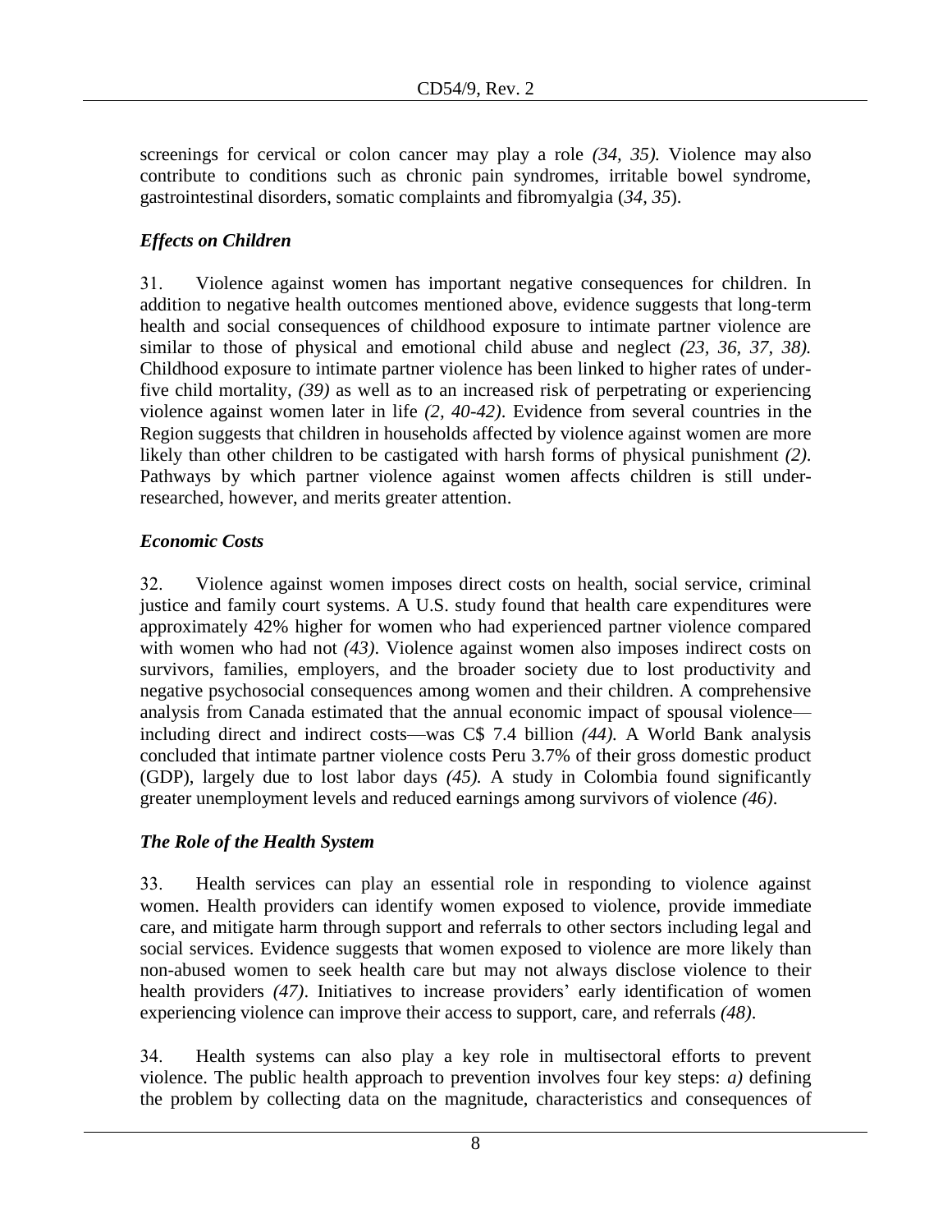screenings for cervical or colon cancer may play a role *(34, 35).* Violence may also contribute to conditions such as chronic pain syndromes, irritable bowel syndrome, gastrointestinal disorders, somatic complaints and fibromyalgia (*34, 35*).

### *Effects on Children*

31. Violence against women has important negative consequences for children. In addition to negative health outcomes mentioned above, evidence suggests that long-term health and social consequences of childhood exposure to intimate partner violence are similar to those of physical and emotional child abuse and neglect *(23, 36, 37, 38).* Childhood exposure to intimate partner violence has been linked to higher rates of under-five child mortality, *(39)* as well as to an increased risk of perpetrating or experiencing violence against women later in life *(2, 40-42)*. Evidence from several countries in the Region suggests that children in households affected by violence against women are more likely than other children to be castigated with harsh forms of physical punishment *(2)*. Pathways by which partner violence against women affects children is still under-researched, however, and merits greater attention.

### *Economic Costs*

32. Violence against women imposes direct costs on health, social service, criminal justice and family court systems. A U.S. study found that health care expenditures were approximately 42% higher for women who had experienced partner violence compared with women who had not *(43)*. Violence against women also imposes indirect costs on survivors, families, employers, and the broader society due to lost productivity and negative psychosocial consequences among women and their children. A comprehensive analysis from Canada estimated that the annual economic impact of spousal violence—including direct and indirect costs—was C$ 7.4 billion *(44).* A World Bank analysis concluded that intimate partner violence costs Peru 3.7% of their gross domestic product (GDP), largely due to lost labor days *(45).* A study in Colombia found significantly greater unemployment levels and reduced earnings among survivors of violence *(46)*.

### *The Role of the Health System*

33. Health services can play an essential role in responding to violence against women. Health providers can identify women exposed to violence, provide immediate care, and mitigate harm through support and referrals to other sectors including legal and social services. Evidence suggests that women exposed to violence are more likely than non-abused women to seek health care but may not always disclose violence to their health providers *(47)*. Initiatives to increase providers' early identification of women experiencing violence can improve their access to support, care, and referrals *(48)*.

34. Health systems can also play a key role in multisectoral efforts to prevent violence. The public health approach to prevention involves four key steps: *a)* defining the problem by collecting data on the magnitude, characteristics and consequences of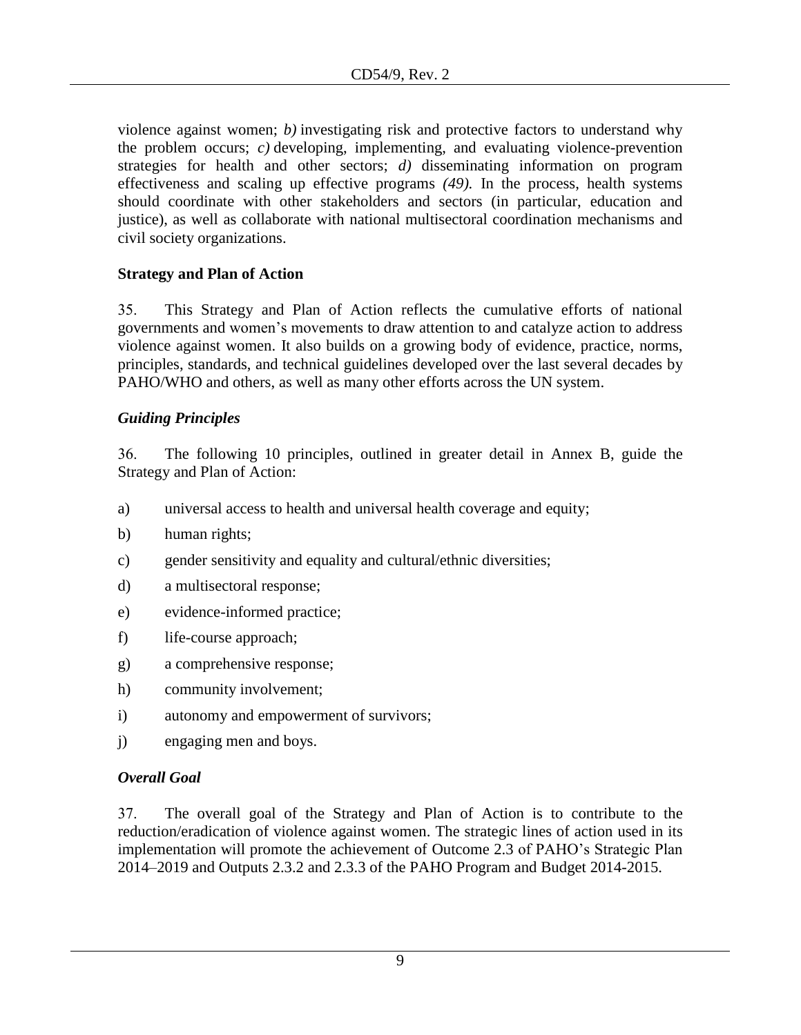violence against women; *b)* investigating risk and protective factors to understand why the problem occurs; *c)* developing, implementing, and evaluating violence-prevention strategies for health and other sectors; *d)* disseminating information on program effectiveness and scaling up effective programs *(49).* In the process, health systems should coordinate with other stakeholders and sectors (in particular, education and justice), as well as collaborate with national multisectoral coordination mechanisms and civil society organizations.

**Strategy and Plan of Action**

35. This Strategy and Plan of Action reflects the cumulative efforts of national governments and women's movements to draw attention to and catalyze action to address violence against women. It also builds on a growing body of evidence, practice, norms, principles, standards, and technical guidelines developed over the last several decades by PAHO/WHO and others, as well as many other efforts across the UN system.

***Guiding Principles***

36. The following 10 principles, outlined in greater detail in Annex B, guide the Strategy and Plan of Action:

a) universal access to health and universal health coverage and equity;

b) human rights;

c) gender sensitivity and equality and cultural/ethnic diversities;

d) a multisectoral response;

e) evidence-informed practice;

f) life-course approach;

g) a comprehensive response;

h) community involvement;

i) autonomy and empowerment of survivors;

j) engaging men and boys.

***Overall Goal***

37. The overall goal of the Strategy and Plan of Action is to contribute to the reduction/eradication of violence against women. The strategic lines of action used in its implementation will promote the achievement of Outcome 2.3 of PAHO's Strategic Plan 2014–2019 and Outputs 2.3.2 and 2.3.3 of the PAHO Program and Budget 2014-2015.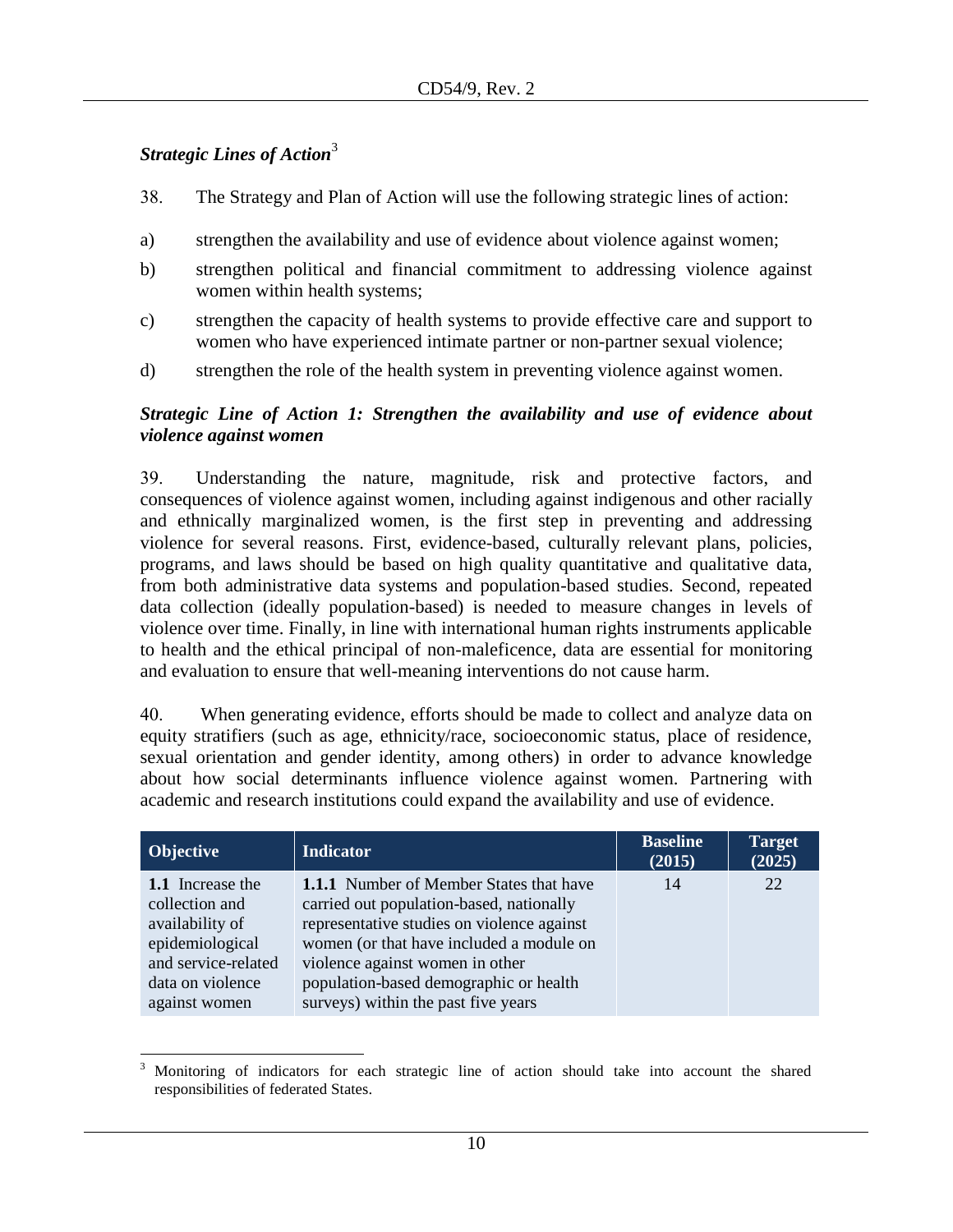### *Strategic Lines of Action*[3]

38. The Strategy and Plan of Action will use the following strategic lines of action:

a) strengthen the availability and use of evidence about violence against women;

b) strengthen political and financial commitment to addressing violence against women within health systems;

c) strengthen the capacity of health systems to provide effective care and support to women who have experienced intimate partner or non-partner sexual violence;

d) strengthen the role of the health system in preventing violence against women.

### *Strategic Line of Action 1: Strengthen the availability and use of evidence about violence against women*

39. Understanding the nature, magnitude, risk and protective factors, and consequences of violence against women, including against indigenous and other racially and ethnically marginalized women, is the first step in preventing and addressing violence for several reasons. First, evidence-based, culturally relevant plans, policies, programs, and laws should be based on high quality quantitative and qualitative data, from both administrative data systems and population-based studies. Second, repeated data collection (ideally population-based) is needed to measure changes in levels of violence over time. Finally, in line with international human rights instruments applicable to health and the ethical principal of non-maleficence, data are essential for monitoring and evaluation to ensure that well-meaning interventions do not cause harm.

40. When generating evidence, efforts should be made to collect and analyze data on equity stratifiers (such as age, ethnicity/race, socioeconomic status, place of residence, sexual orientation and gender identity, among others) in order to advance knowledge about how social determinants influence violence against women. Partnering with academic and research institutions could expand the availability and use of evidence.

| Objective | Indicator | Baseline (2015) | Target (2025) |
|---|---|---|---|
| **1.1** Increase the collection and availability of epidemiological and service-related data on violence against women | **1.1.1** Number of Member States that have carried out population-based, nationally representative studies on violence against women (or that have included a module on violence against women in other population-based demographic or health surveys) within the past five years | 14 | 22 |

[3] Monitoring of indicators for each strategic line of action should take into account the shared responsibilities of federated States.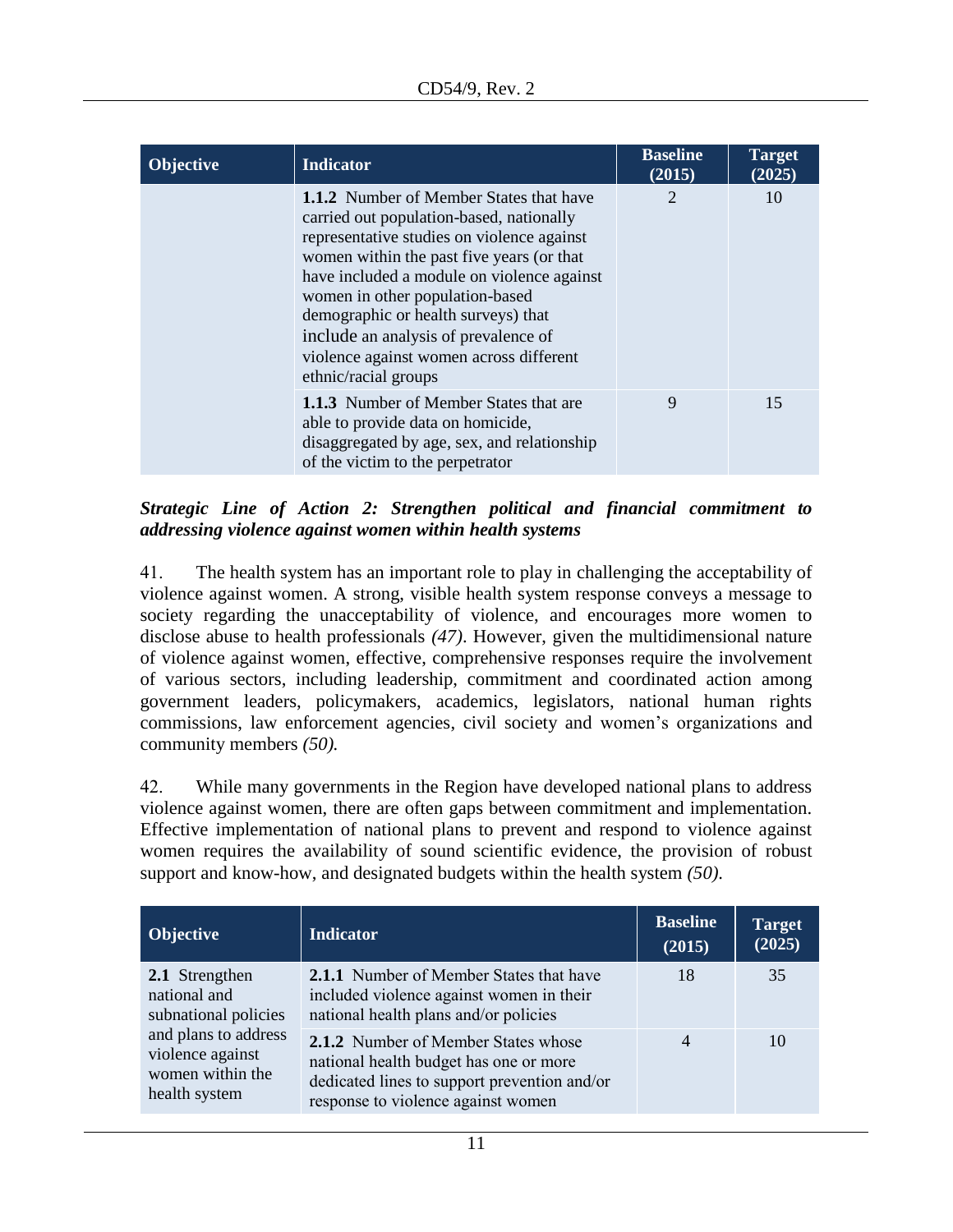| Objective | Indicator | Baseline (2015) | Target (2025) |
|---|---|---|---|
| | **1.1.2** Number of Member States that have carried out population-based, nationally representative studies on violence against women within the past five years (or that have included a module on violence against women in other population-based demographic or health surveys) that include an analysis of prevalence of violence against women across different ethnic/racial groups | 2 | 10 |
| | **1.1.3** Number of Member States that are able to provide data on homicide, disaggregated by age, sex, and relationship of the victim to the perpetrator | 9 | 15 |

***Strategic Line of Action 2: Strengthen political and financial commitment to addressing violence against women within health systems***

41. The health system has an important role to play in challenging the acceptability of violence against women. A strong, visible health system response conveys a message to society regarding the unacceptability of violence, and encourages more women to disclose abuse to health professionals *(47)*. However, given the multidimensional nature of violence against women, effective, comprehensive responses require the involvement of various sectors, including leadership, commitment and coordinated action among government leaders, policymakers, academics, legislators, national human rights commissions, law enforcement agencies, civil society and women's organizations and community members *(50).*

42. While many governments in the Region have developed national plans to address violence against women, there are often gaps between commitment and implementation. Effective implementation of national plans to prevent and respond to violence against women requires the availability of sound scientific evidence, the provision of robust support and know-how, and designated budgets within the health system *(50).*

| Objective | Indicator | Baseline (2015) | Target (2025) |
|---|---|---|---|
| **2.1** Strengthen national and subnational policies and plans to address violence against women within the health system | **2.1.1** Number of Member States that have included violence against women in their national health plans and/or policies | 18 | 35 |
| | **2.1.2** Number of Member States whose national health budget has one or more dedicated lines to support prevention and/or response to violence against women | 4 | 10 |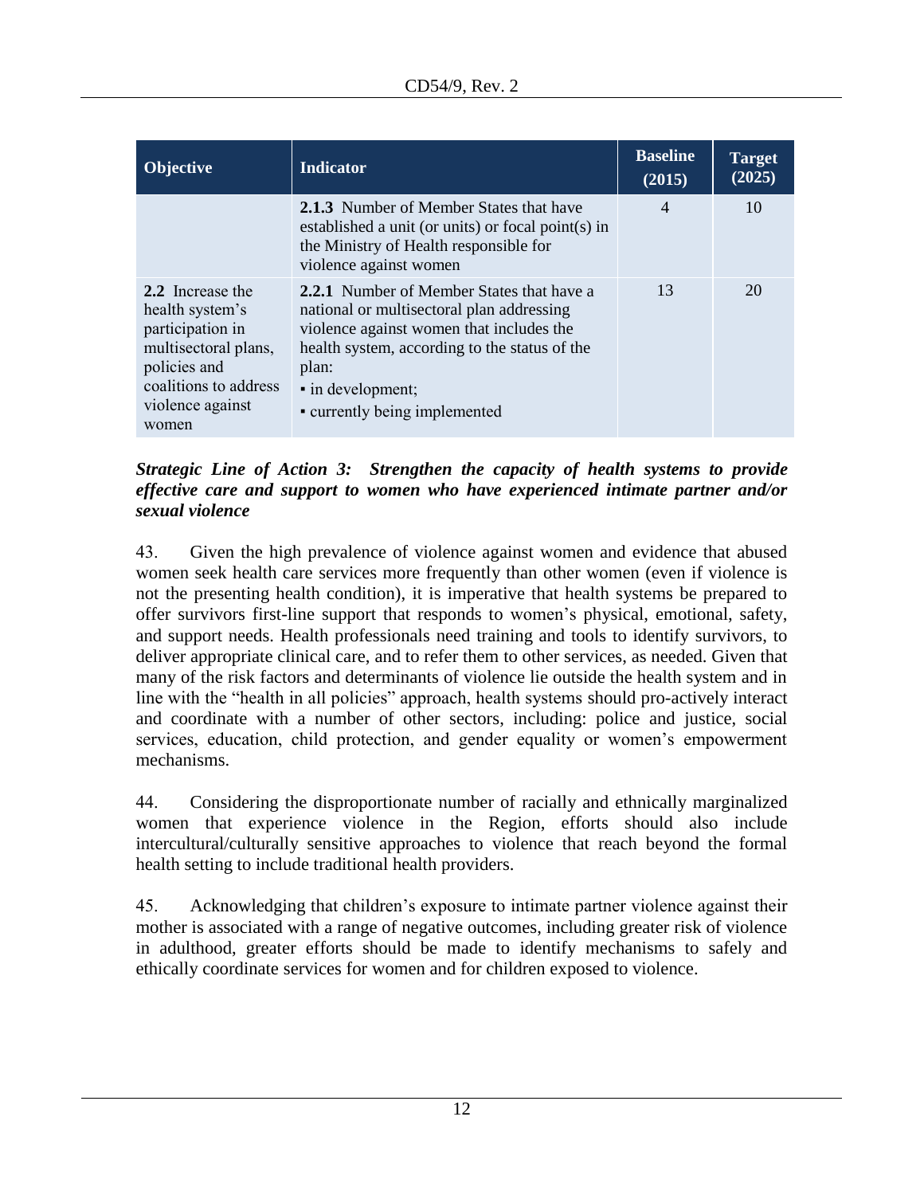| Objective | Indicator | Baseline (2015) | Target (2025) |
|---|---|---|---|
| | **2.1.3** Number of Member States that have established a unit (or units) or focal point(s) in the Ministry of Health responsible for violence against women | 4 | 10 |
| **2.2** Increase the health system's participation in multisectoral plans, policies and coalitions to address violence against women | **2.2.1** Number of Member States that have a national or multisectoral plan addressing violence against women that includes the health system, according to the status of the plan:<br>▪ in development;<br>▪ currently being implemented | 13 | 20 |

***Strategic Line of Action 3: Strengthen the capacity of health systems to provide effective care and support to women who have experienced intimate partner and/or sexual violence***

43. Given the high prevalence of violence against women and evidence that abused women seek health care services more frequently than other women (even if violence is not the presenting health condition), it is imperative that health systems be prepared to offer survivors first-line support that responds to women's physical, emotional, safety, and support needs. Health professionals need training and tools to identify survivors, to deliver appropriate clinical care, and to refer them to other services, as needed. Given that many of the risk factors and determinants of violence lie outside the health system and in line with the "health in all policies" approach, health systems should pro-actively interact and coordinate with a number of other sectors, including: police and justice, social services, education, child protection, and gender equality or women's empowerment mechanisms.

44. Considering the disproportionate number of racially and ethnically marginalized women that experience violence in the Region, efforts should also include intercultural/culturally sensitive approaches to violence that reach beyond the formal health setting to include traditional health providers.

45. Acknowledging that children's exposure to intimate partner violence against their mother is associated with a range of negative outcomes, including greater risk of violence in adulthood, greater efforts should be made to identify mechanisms to safely and ethically coordinate services for women and for children exposed to violence.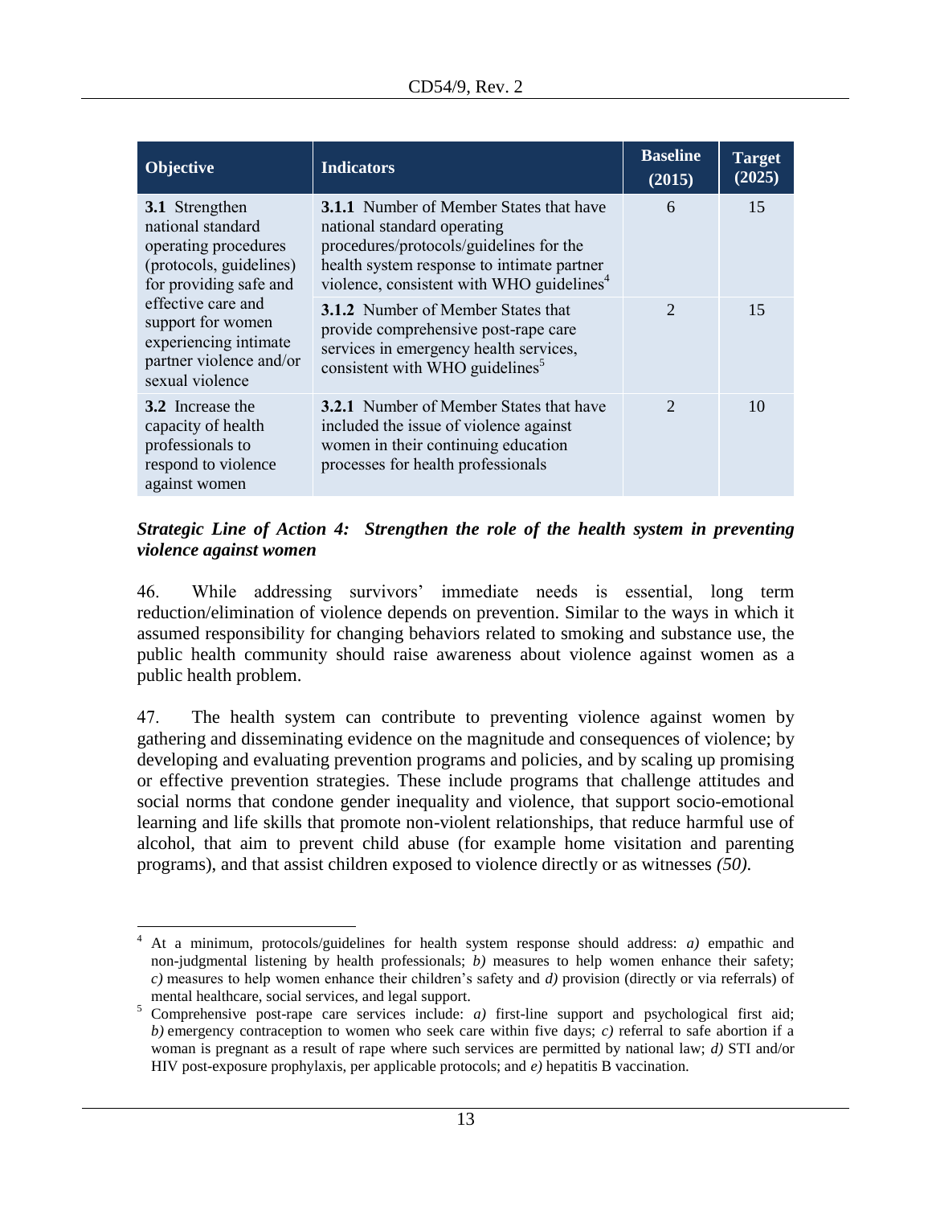| Objective | Indicators | Baseline (2015) | Target (2025) |
|---|---|---|---|
| **3.1** Strengthen national standard operating procedures (protocols, guidelines) for providing safe and effective care and support for women experiencing intimate partner violence and/or sexual violence | **3.1.1** Number of Member States that have national standard operating procedures/protocols/guidelines for the health system response to intimate partner violence, consistent with WHO guidelines[4] | 6 | 15 |
| | **3.1.2** Number of Member States that provide comprehensive post-rape care services in emergency health services, consistent with WHO guidelines[5] | 2 | 15 |
| **3.2** Increase the capacity of health professionals to respond to violence against women | **3.2.1** Number of Member States that have included the issue of violence against women in their continuing education processes for health professionals | 2 | 10 |

***Strategic Line of Action 4: Strengthen the role of the health system in preventing violence against women***

46. While addressing survivors' immediate needs is essential, long term reduction/elimination of violence depends on prevention. Similar to the ways in which it assumed responsibility for changing behaviors related to smoking and substance use, the public health community should raise awareness about violence against women as a public health problem.

47. The health system can contribute to preventing violence against women by gathering and disseminating evidence on the magnitude and consequences of violence; by developing and evaluating prevention programs and policies, and by scaling up promising or effective prevention strategies. These include programs that challenge attitudes and social norms that condone gender inequality and violence, that support socio-emotional learning and life skills that promote non-violent relationships, that reduce harmful use of alcohol, that aim to prevent child abuse (for example home visitation and parenting programs), and that assist children exposed to violence directly or as witnesses *(50)*.

---

[4] At a minimum, protocols/guidelines for health system response should address: *a)* empathic and non-judgmental listening by health professionals; *b)* measures to help women enhance their safety; *c)* measures to help women enhance their children's safety and *d)* provision (directly or via referrals) of mental healthcare, social services, and legal support.

[5] Comprehensive post-rape care services include: *a)* first-line support and psychological first aid; *b)* emergency contraception to women who seek care within five days; *c)* referral to safe abortion if a woman is pregnant as a result of rape where such services are permitted by national law; *d)* STI and/or HIV post-exposure prophylaxis, per applicable protocols; and *e)* hepatitis B vaccination.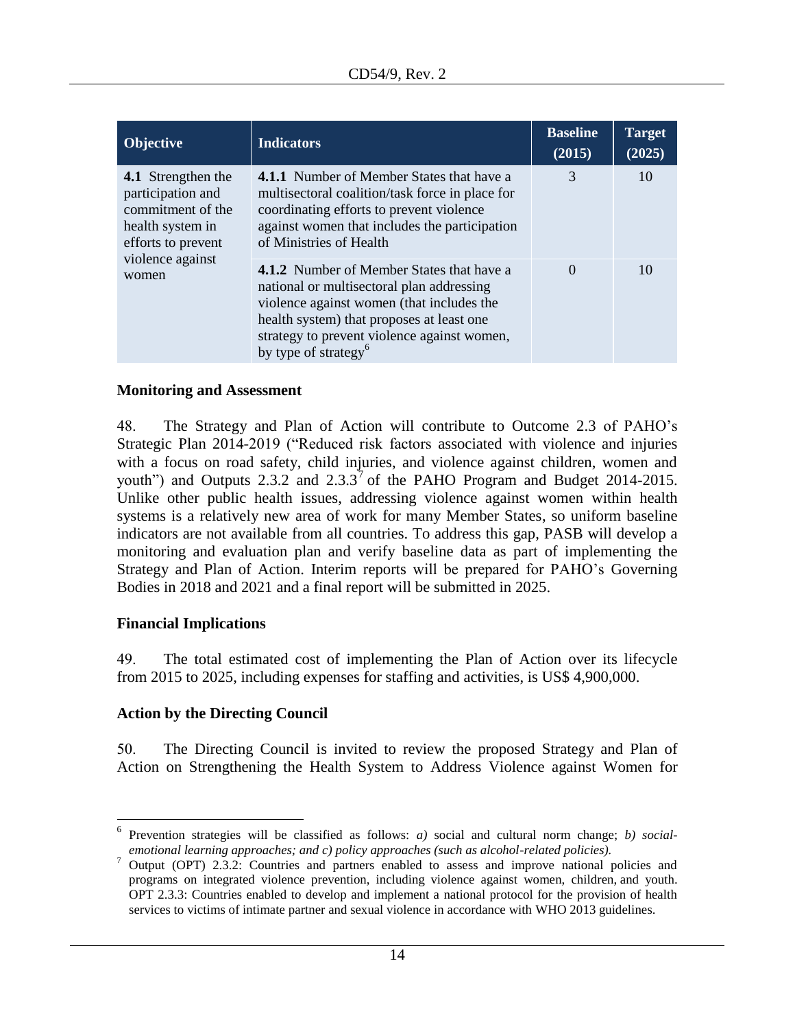| Objective | Indicators | Baseline (2015) | Target (2025) |
|---|---|---|---|
| **4.1** Strengthen the participation and commitment of the health system in efforts to prevent violence against women | **4.1.1** Number of Member States that have a multisectoral coalition/task force in place for coordinating efforts to prevent violence against women that includes the participation of Ministries of Health | 3 | 10 |
| | **4.1.2** Number of Member States that have a national or multisectoral plan addressing violence against women (that includes the health system) that proposes at least one strategy to prevent violence against women, by type of strategy[6] | 0 | 10 |

## Monitoring and Assessment

48. The Strategy and Plan of Action will contribute to Outcome 2.3 of PAHO's Strategic Plan 2014-2019 ("Reduced risk factors associated with violence and injuries with a focus on road safety, child injuries, and violence against children, women and youth") and Outputs 2.3.2 and 2.3.3[7] of the PAHO Program and Budget 2014-2015. Unlike other public health issues, addressing violence against women within health systems is a relatively new area of work for many Member States, so uniform baseline indicators are not available from all countries. To address this gap, PASB will develop a monitoring and evaluation plan and verify baseline data as part of implementing the Strategy and Plan of Action. Interim reports will be prepared for PAHO's Governing Bodies in 2018 and 2021 and a final report will be submitted in 2025.

## Financial Implications

49. The total estimated cost of implementing the Plan of Action over its lifecycle from 2015 to 2025, including expenses for staffing and activities, is US$ 4,900,000.

## Action by the Directing Council

50. The Directing Council is invited to review the proposed Strategy and Plan of Action on Strengthening the Health System to Address Violence against Women for

---

[6] Prevention strategies will be classified as follows: *a)* social and cultural norm change; *b) social-emotional learning approaches; and c) policy approaches (such as alcohol-related policies).*

[7] Output (OPT) 2.3.2: Countries and partners enabled to assess and improve national policies and programs on integrated violence prevention, including violence against women, children, and youth. OPT 2.3.3: Countries enabled to develop and implement a national protocol for the provision of health services to victims of intimate partner and sexual violence in accordance with WHO 2013 guidelines.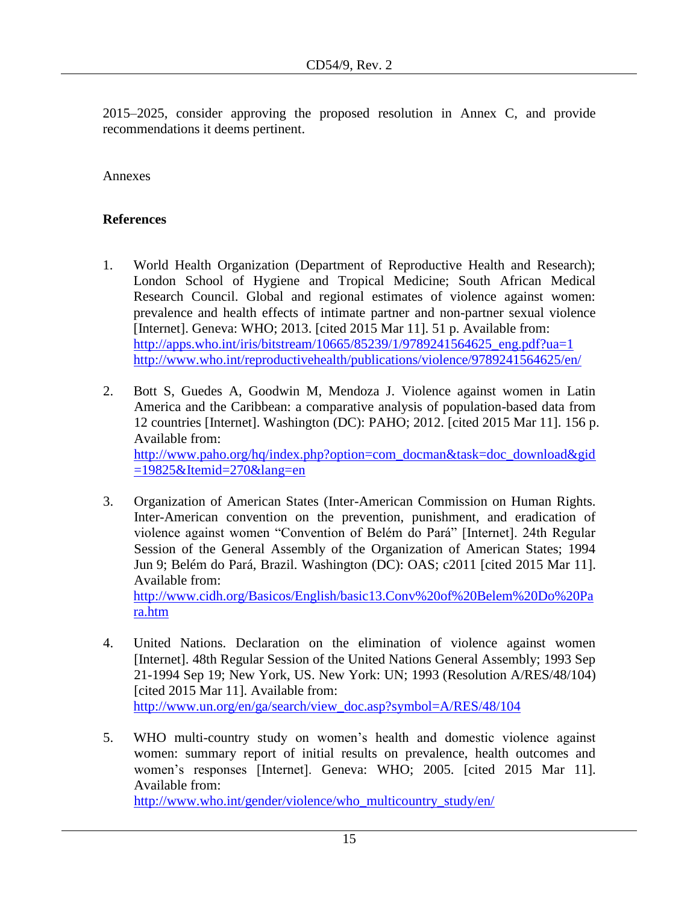2015–2025, consider approving the proposed resolution in Annex C, and provide recommendations it deems pertinent.

Annexes

**References**

1. World Health Organization (Department of Reproductive Health and Research); London School of Hygiene and Tropical Medicine; South African Medical Research Council. Global and regional estimates of violence against women: prevalence and health effects of intimate partner and non-partner sexual violence [Internet]. Geneva: WHO; 2013. [cited 2015 Mar 11]. 51 p. Available from: http://apps.who.int/iris/bitstream/10665/85239/1/9789241564625_eng.pdf?ua=1 http://www.who.int/reproductivehealth/publications/violence/9789241564625/en/

2. Bott S, Guedes A, Goodwin M, Mendoza J. Violence against women in Latin America and the Caribbean: a comparative analysis of population-based data from 12 countries [Internet]. Washington (DC): PAHO; 2012. [cited 2015 Mar 11]. 156 p. Available from: http://www.paho.org/hq/index.php?option=com_docman&task=doc_download&gid=19825&Itemid=270&lang=en

3. Organization of American States (Inter-American Commission on Human Rights. Inter-American convention on the prevention, punishment, and eradication of violence against women "Convention of Belém do Pará" [Internet]. 24th Regular Session of the General Assembly of the Organization of American States; 1994 Jun 9; Belém do Pará, Brazil. Washington (DC): OAS; c2011 [cited 2015 Mar 11]. Available from: http://www.cidh.org/Basicos/English/basic13.Conv%20of%20Belem%20Do%20Para.htm

4. United Nations. Declaration on the elimination of violence against women [Internet]. 48th Regular Session of the United Nations General Assembly; 1993 Sep 21-1994 Sep 19; New York, US. New York: UN; 1993 (Resolution A/RES/48/104) [cited 2015 Mar 11]. Available from: http://www.un.org/en/ga/search/view_doc.asp?symbol=A/RES/48/104

5. WHO multi-country study on women's health and domestic violence against women: summary report of initial results on prevalence, health outcomes and women's responses [Internet]. Geneva: WHO; 2005. [cited 2015 Mar 11]. Available from: http://www.who.int/gender/violence/who_multicountry_study/en/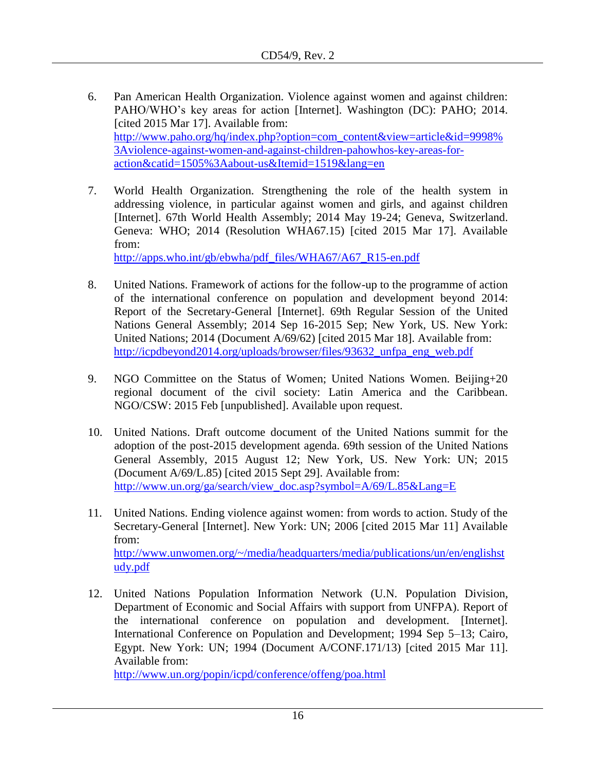6. Pan American Health Organization. Violence against women and against children: PAHO/WHO's key areas for action [Internet]. Washington (DC): PAHO; 2014. [cited 2015 Mar 17]. Available from: http://www.paho.org/hq/index.php?option=com_content&view=article&id=9998%3Aviolence-against-women-and-against-children-pahowhos-key-areas-for-action&catid=1505%3Aabout-us&Itemid=1519&lang=en

7. World Health Organization. Strengthening the role of the health system in addressing violence, in particular against women and girls, and against children [Internet]. 67th World Health Assembly; 2014 May 19-24; Geneva, Switzerland. Geneva: WHO; 2014 (Resolution WHA67.15) [cited 2015 Mar 17]. Available from: http://apps.who.int/gb/ebwha/pdf_files/WHA67/A67_R15-en.pdf

8. United Nations. Framework of actions for the follow-up to the programme of action of the international conference on population and development beyond 2014: Report of the Secretary-General [Internet]. 69th Regular Session of the United Nations General Assembly; 2014 Sep 16-2015 Sep; New York, US. New York: United Nations; 2014 (Document A/69/62) [cited 2015 Mar 18]. Available from: http://icpdbeyond2014.org/uploads/browser/files/93632_unfpa_eng_web.pdf

9. NGO Committee on the Status of Women; United Nations Women. Beijing+20 regional document of the civil society: Latin America and the Caribbean. NGO/CSW: 2015 Feb [unpublished]. Available upon request.

10. United Nations. Draft outcome document of the United Nations summit for the adoption of the post-2015 development agenda. 69th session of the United Nations General Assembly, 2015 August 12; New York, US. New York: UN; 2015 (Document A/69/L.85) [cited 2015 Sept 29]. Available from: http://www.un.org/ga/search/view_doc.asp?symbol=A/69/L.85&Lang=E

11. United Nations. Ending violence against women: from words to action. Study of the Secretary-General [Internet]. New York: UN; 2006 [cited 2015 Mar 11] Available from: http://www.unwomen.org/~/media/headquarters/media/publications/un/en/englishstudy.pdf

12. United Nations Population Information Network (U.N. Population Division, Department of Economic and Social Affairs with support from UNFPA). Report of the international conference on population and development. [Internet]. International Conference on Population and Development; 1994 Sep 5–13; Cairo, Egypt. New York: UN; 1994 (Document A/CONF.171/13) [cited 2015 Mar 11]. Available from: http://www.un.org/popin/icpd/conference/offeng/poa.html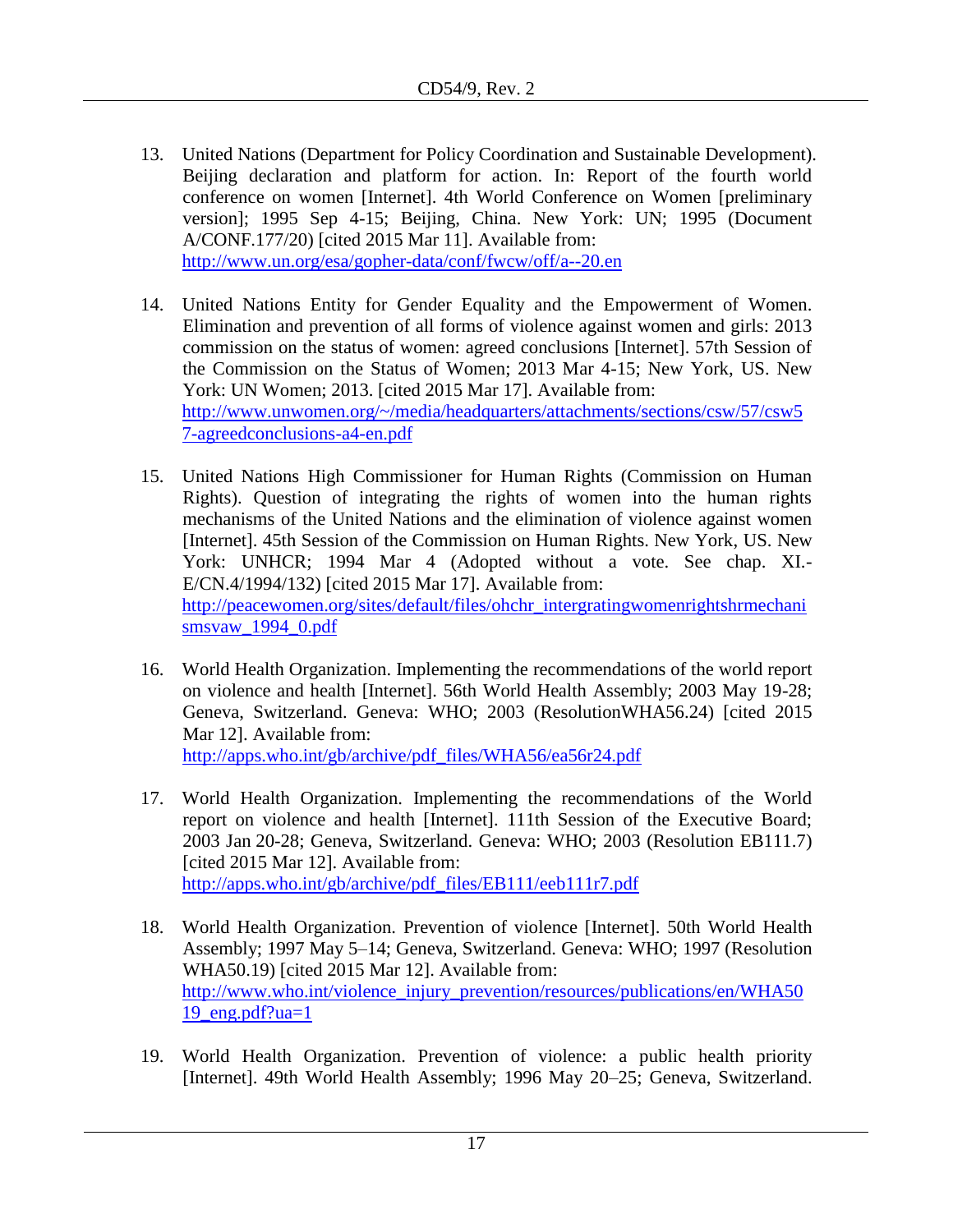13. United Nations (Department for Policy Coordination and Sustainable Development). Beijing declaration and platform for action. In: Report of the fourth world conference on women [Internet]. 4th World Conference on Women [preliminary version]; 1995 Sep 4-15; Beijing, China. New York: UN; 1995 (Document A/CONF.177/20) [cited 2015 Mar 11]. Available from: http://www.un.org/esa/gopher-data/conf/fwcw/off/a--20.en

14. United Nations Entity for Gender Equality and the Empowerment of Women. Elimination and prevention of all forms of violence against women and girls: 2013 commission on the status of women: agreed conclusions [Internet]. 57th Session of the Commission on the Status of Women; 2013 Mar 4-15; New York, US. New York: UN Women; 2013. [cited 2015 Mar 17]. Available from: http://www.unwomen.org/~/media/headquarters/attachments/sections/csw/57/csw57-agreedconclusions-a4-en.pdf

15. United Nations High Commissioner for Human Rights (Commission on Human Rights). Question of integrating the rights of women into the human rights mechanisms of the United Nations and the elimination of violence against women [Internet]. 45th Session of the Commission on Human Rights. New York, US. New York: UNHCR; 1994 Mar 4 (Adopted without a vote. See chap. XI.- E/CN.4/1994/132) [cited 2015 Mar 17]. Available from: http://peacewomen.org/sites/default/files/ohchr_intergratingwomenrightshrmechanismsvaw_1994_0.pdf

16. World Health Organization. Implementing the recommendations of the world report on violence and health [Internet]. 56th World Health Assembly; 2003 May 19-28; Geneva, Switzerland. Geneva: WHO; 2003 (ResolutionWHA56.24) [cited 2015 Mar 12]. Available from: http://apps.who.int/gb/archive/pdf_files/WHA56/ea56r24.pdf

17. World Health Organization. Implementing the recommendations of the World report on violence and health [Internet]. 111th Session of the Executive Board; 2003 Jan 20-28; Geneva, Switzerland. Geneva: WHO; 2003 (Resolution EB111.7) [cited 2015 Mar 12]. Available from: http://apps.who.int/gb/archive/pdf_files/EB111/eeb111r7.pdf

18. World Health Organization. Prevention of violence [Internet]. 50th World Health Assembly; 1997 May 5–14; Geneva, Switzerland. Geneva: WHO; 1997 (Resolution WHA50.19) [cited 2015 Mar 12]. Available from: http://www.who.int/violence_injury_prevention/resources/publications/en/WHA5019_eng.pdf?ua=1

19. World Health Organization. Prevention of violence: a public health priority [Internet]. 49th World Health Assembly; 1996 May 20–25; Geneva, Switzerland.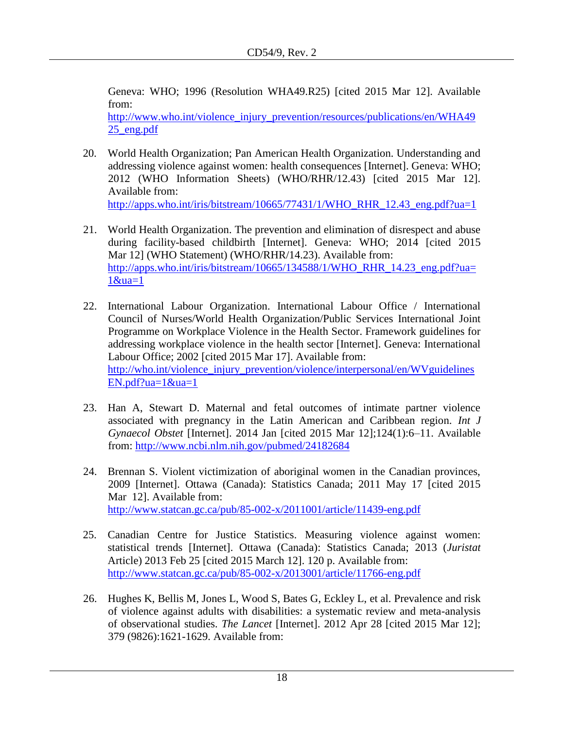Geneva: WHO; 1996 (Resolution WHA49.R25) [cited 2015 Mar 12]. Available from:
http://www.who.int/violence_injury_prevention/resources/publications/en/WHA4925_eng.pdf

20. World Health Organization; Pan American Health Organization. Understanding and addressing violence against women: health consequences [Internet]. Geneva: WHO; 2012 (WHO Information Sheets) (WHO/RHR/12.43) [cited 2015 Mar 12]. Available from:
http://apps.who.int/iris/bitstream/10665/77431/1/WHO_RHR_12.43_eng.pdf?ua=1

21. World Health Organization. The prevention and elimination of disrespect and abuse during facility-based childbirth [Internet]. Geneva: WHO; 2014 [cited 2015 Mar 12] (WHO Statement) (WHO/RHR/14.23). Available from:
http://apps.who.int/iris/bitstream/10665/134588/1/WHO_RHR_14.23_eng.pdf?ua=1&ua=1

22. International Labour Organization. International Labour Office / International Council of Nurses/World Health Organization/Public Services International Joint Programme on Workplace Violence in the Health Sector. Framework guidelines for addressing workplace violence in the health sector [Internet]. Geneva: International Labour Office; 2002 [cited 2015 Mar 17]. Available from:
http://who.int/violence_injury_prevention/violence/interpersonal/en/WVguidelinesEN.pdf?ua=1&ua=1

23. Han A, Stewart D. Maternal and fetal outcomes of intimate partner violence associated with pregnancy in the Latin American and Caribbean region. *Int J Gynaecol Obstet* [Internet]. 2014 Jan [cited 2015 Mar 12];124(1):6–11. Available from: http://www.ncbi.nlm.nih.gov/pubmed/24182684

24. Brennan S. Violent victimization of aboriginal women in the Canadian provinces, 2009 [Internet]. Ottawa (Canada): Statistics Canada; 2011 May 17 [cited 2015 Mar 12]. Available from:
http://www.statcan.gc.ca/pub/85-002-x/2011001/article/11439-eng.pdf

25. Canadian Centre for Justice Statistics. Measuring violence against women: statistical trends [Internet]. Ottawa (Canada): Statistics Canada; 2013 (*Juristat* Article) 2013 Feb 25 [cited 2015 March 12]. 120 p. Available from:
http://www.statcan.gc.ca/pub/85-002-x/2013001/article/11766-eng.pdf

26. Hughes K, Bellis M, Jones L, Wood S, Bates G, Eckley L, et al. Prevalence and risk of violence against adults with disabilities: a systematic review and meta-analysis of observational studies. *The Lancet* [Internet]. 2012 Apr 28 [cited 2015 Mar 12]; 379 (9826):1621-1629. Available from: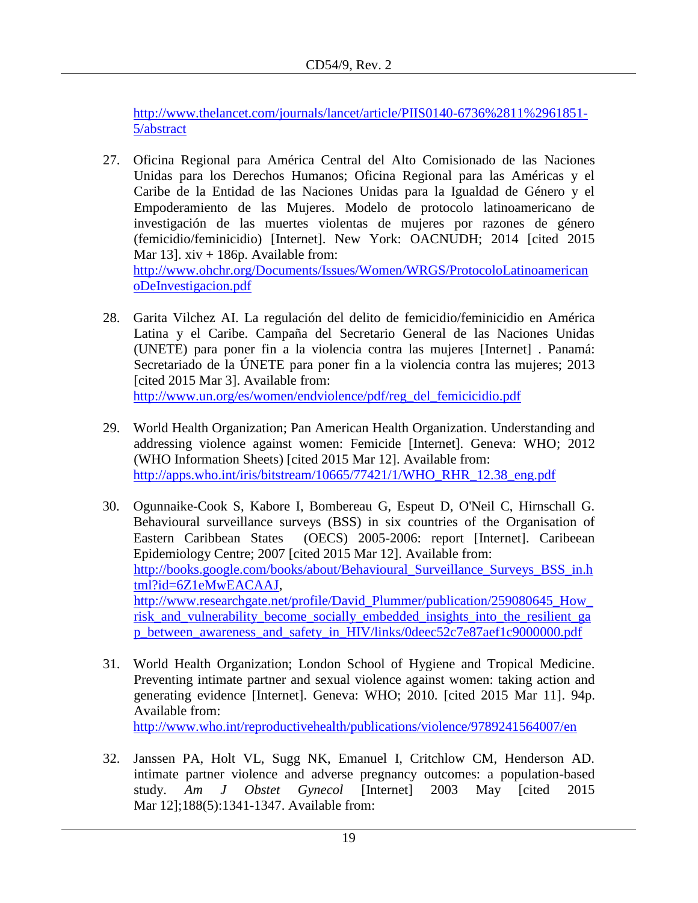http://www.thelancet.com/journals/lancet/article/PIIS0140-6736%2811%2961851-5/abstract

27. Oficina Regional para América Central del Alto Comisionado de las Naciones Unidas para los Derechos Humanos; Oficina Regional para las Américas y el Caribe de la Entidad de las Naciones Unidas para la Igualdad de Género y el Empoderamiento de las Mujeres. Modelo de protocolo latinoamericano de investigación de las muertes violentas de mujeres por razones de género (femicidio/feminicidio) [Internet]. New York: OACNUDH; 2014 [cited 2015 Mar 13]. xiv + 186p. Available from: http://www.ohchr.org/Documents/Issues/Women/WRGS/ProtocoloLatinoamericanoDeInvestigacion.pdf

28. Garita Vilchez AI. La regulación del delito de femicidio/feminicidio en América Latina y el Caribe. Campaña del Secretario General de las Naciones Unidas (UNETE) para poner fin a la violencia contra las mujeres [Internet] . Panamá: Secretariado de la ÚNETE para poner fin a la violencia contra las mujeres; 2013 [cited 2015 Mar 3]. Available from: http://www.un.org/es/women/endviolence/pdf/reg_del_femicicidio.pdf

29. World Health Organization; Pan American Health Organization. Understanding and addressing violence against women: Femicide [Internet]. Geneva: WHO; 2012 (WHO Information Sheets) [cited 2015 Mar 12]. Available from: http://apps.who.int/iris/bitstream/10665/77421/1/WHO_RHR_12.38_eng.pdf

30. Ogunnaike-Cook S, Kabore I, Bombereau G, Espeut D, O'Neil C, Hirnschall G. Behavioural surveillance surveys (BSS) in six countries of the Organisation of Eastern Caribbean States (OECS) 2005-2006: report [Internet]. Caribeean Epidemiology Centre; 2007 [cited 2015 Mar 12]. Available from: http://books.google.com/books/about/Behavioural_Surveillance_Surveys_BSS_in.html?id=6Z1eMwEACAAJ, http://www.researchgate.net/profile/David_Plummer/publication/259080645_How_risk_and_vulnerability_become_socially_embedded_insights_into_the_resilient_gap_between_awareness_and_safety_in_HIV/links/0deec52c7e87aef1c9000000.pdf

31. World Health Organization; London School of Hygiene and Tropical Medicine. Preventing intimate partner and sexual violence against women: taking action and generating evidence [Internet]. Geneva: WHO; 2010. [cited 2015 Mar 11]. 94p. Available from: http://www.who.int/reproductivehealth/publications/violence/9789241564007/en

32. Janssen PA, Holt VL, Sugg NK, Emanuel I, Critchlow CM, Henderson AD. intimate partner violence and adverse pregnancy outcomes: a population-based study. *Am J Obstet Gynecol* [Internet] 2003 May [cited 2015 Mar 12];188(5):1341-1347. Available from: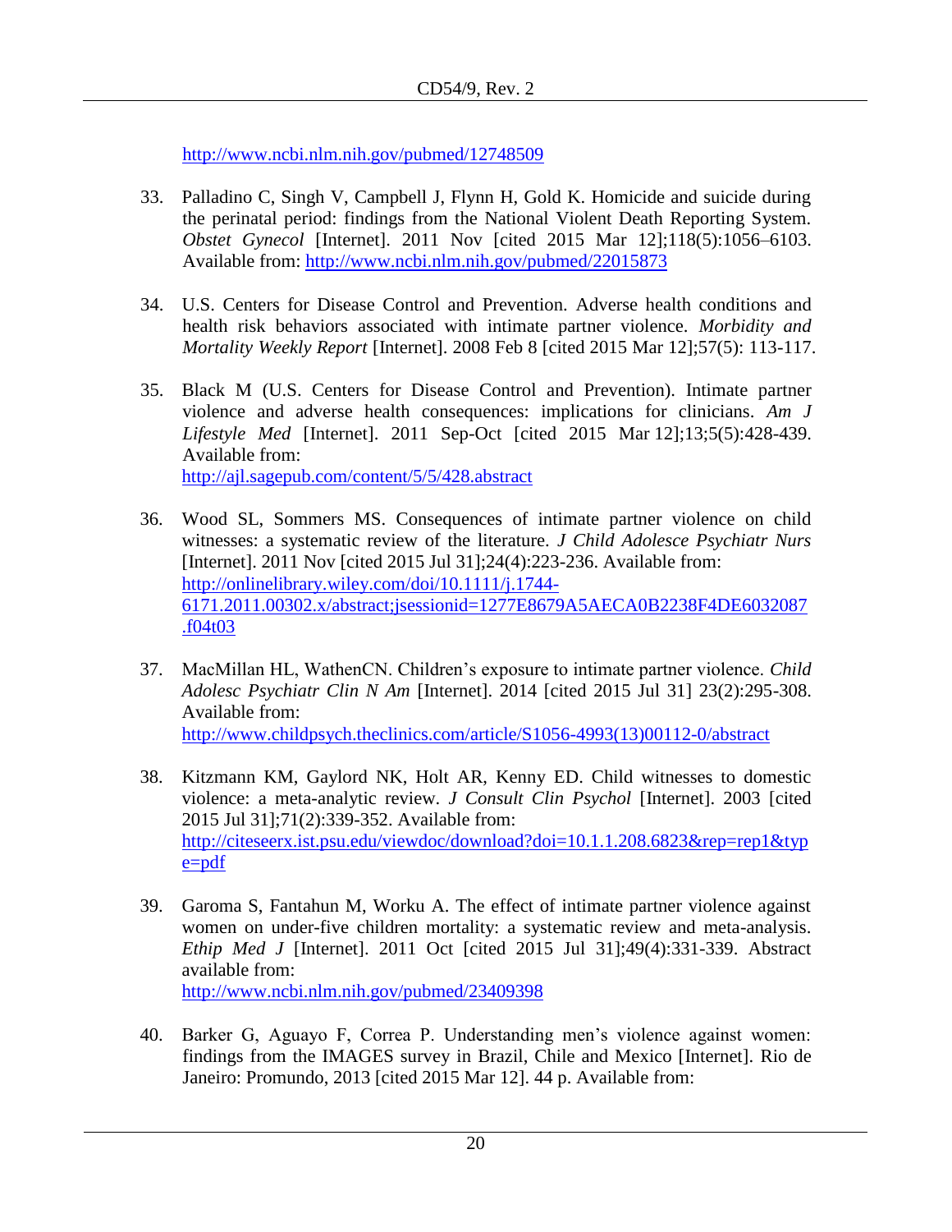http://www.ncbi.nlm.nih.gov/pubmed/12748509

33. Palladino C, Singh V, Campbell J, Flynn H, Gold K. Homicide and suicide during the perinatal period: findings from the National Violent Death Reporting System. *Obstet Gynecol* [Internet]. 2011 Nov [cited 2015 Mar 12];118(5):1056–6103. Available from: http://www.ncbi.nlm.nih.gov/pubmed/22015873

34. U.S. Centers for Disease Control and Prevention. Adverse health conditions and health risk behaviors associated with intimate partner violence. *Morbidity and Mortality Weekly Report* [Internet]. 2008 Feb 8 [cited 2015 Mar 12];57(5): 113-117.

35. Black M (U.S. Centers for Disease Control and Prevention). Intimate partner violence and adverse health consequences: implications for clinicians. *Am J Lifestyle Med* [Internet]. 2011 Sep-Oct [cited 2015 Mar 12];13;5(5):428-439. Available from: http://ajl.sagepub.com/content/5/5/428.abstract

36. Wood SL, Sommers MS. Consequences of intimate partner violence on child witnesses: a systematic review of the literature. *J Child Adolesce Psychiatr Nurs* [Internet]. 2011 Nov [cited 2015 Jul 31];24(4):223-236. Available from: http://onlinelibrary.wiley.com/doi/10.1111/j.1744-6171.2011.00302.x/abstract;jsessionid=1277E8679A5AECA0B2238F4DE6032087.f04t03

37. MacMillan HL, WathenCN. Children's exposure to intimate partner violence. *Child Adolesc Psychiatr Clin N Am* [Internet]. 2014 [cited 2015 Jul 31] 23(2):295-308. Available from: http://www.childpsych.theclinics.com/article/S1056-4993(13)00112-0/abstract

38. Kitzmann KM, Gaylord NK, Holt AR, Kenny ED. Child witnesses to domestic violence: a meta-analytic review. *J Consult Clin Psychol* [Internet]. 2003 [cited 2015 Jul 31];71(2):339-352. Available from: http://citeseerx.ist.psu.edu/viewdoc/download?doi=10.1.1.208.6823&rep=rep1&type=pdf

39. Garoma S, Fantahun M, Worku A. The effect of intimate partner violence against women on under-five children mortality: a systematic review and meta-analysis. *Ethip Med J* [Internet]. 2011 Oct [cited 2015 Jul 31];49(4):331-339. Abstract available from: http://www.ncbi.nlm.nih.gov/pubmed/23409398

40. Barker G, Aguayo F, Correa P. Understanding men's violence against women: findings from the IMAGES survey in Brazil, Chile and Mexico [Internet]. Rio de Janeiro: Promundo, 2013 [cited 2015 Mar 12]. 44 p. Available from: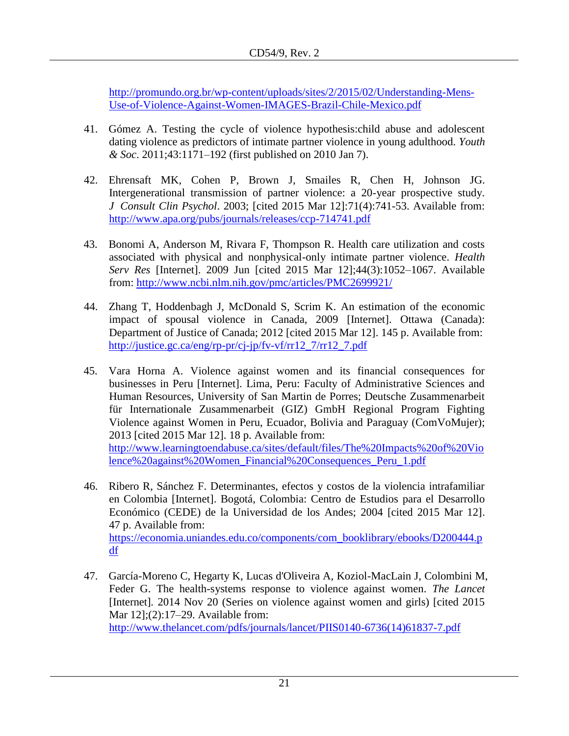http://promundo.org.br/wp-content/uploads/sites/2/2015/02/Understanding-Mens-Use-of-Violence-Against-Women-IMAGES-Brazil-Chile-Mexico.pdf

41. Gómez A. Testing the cycle of violence hypothesis:child abuse and adolescent dating violence as predictors of intimate partner violence in young adulthood. *Youth & Soc*. 2011;43:1171–192 (first published on 2010 Jan 7).

42. Ehrensaft MK, Cohen P, Brown J, Smailes R, Chen H, Johnson JG. Intergenerational transmission of partner violence: a 20-year prospective study. *J Consult Clin Psychol*. 2003; [cited 2015 Mar 12]:71(4):741-53. Available from: http://www.apa.org/pubs/journals/releases/ccp-714741.pdf

43. Bonomi A, Anderson M, Rivara F, Thompson R. Health care utilization and costs associated with physical and nonphysical-only intimate partner violence. *Health Serv Res* [Internet]. 2009 Jun [cited 2015 Mar 12];44(3):1052–1067. Available from: http://www.ncbi.nlm.nih.gov/pmc/articles/PMC2699921/

44. Zhang T, Hoddenbagh J, McDonald S, Scrim K. An estimation of the economic impact of spousal violence in Canada, 2009 [Internet]. Ottawa (Canada): Department of Justice of Canada; 2012 [cited 2015 Mar 12]. 145 p. Available from: http://justice.gc.ca/eng/rp-pr/cj-jp/fv-vf/rr12_7/rr12_7.pdf

45. Vara Horna A. Violence against women and its financial consequences for businesses in Peru [Internet]. Lima, Peru: Faculty of Administrative Sciences and Human Resources, University of San Martin de Porres; Deutsche Zusammenarbeit für Internationale Zusammenarbeit (GIZ) GmbH Regional Program Fighting Violence against Women in Peru, Ecuador, Bolivia and Paraguay (ComVoMujer); 2013 [cited 2015 Mar 12]. 18 p. Available from: http://www.learningtoendabuse.ca/sites/default/files/The%20Impacts%20of%20Violence%20against%20Women_Financial%20Consequences_Peru_1.pdf

46. Ribero R, Sánchez F. Determinantes, efectos y costos de la violencia intrafamiliar en Colombia [Internet]. Bogotá, Colombia: Centro de Estudios para el Desarrollo Económico (CEDE) de la Universidad de los Andes; 2004 [cited 2015 Mar 12]. 47 p. Available from: https://economia.uniandes.edu.co/components/com_booklibrary/ebooks/D200444.pdf

47. García-Moreno C, Hegarty K, Lucas d'Oliveira A, Koziol-MacLain J, Colombini M, Feder G. The health-systems response to violence against women. *The Lancet* [Internet]. 2014 Nov 20 (Series on violence against women and girls) [cited 2015 Mar 12];(2):17–29. Available from: http://www.thelancet.com/pdfs/journals/lancet/PIIS0140-6736(14)61837-7.pdf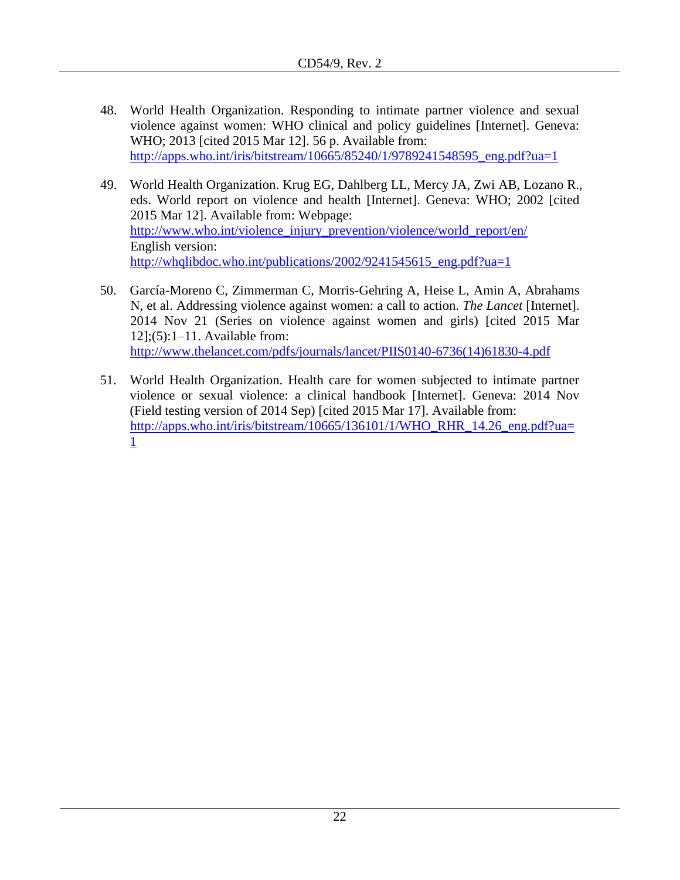48. World Health Organization. Responding to intimate partner violence and sexual violence against women: WHO clinical and policy guidelines [Internet]. Geneva: WHO; 2013 [cited 2015 Mar 12]. 56 p. Available from: http://apps.who.int/iris/bitstream/10665/85240/1/9789241548595_eng.pdf?ua=1

49. World Health Organization. Krug EG, Dahlberg LL, Mercy JA, Zwi AB, Lozano R., eds. World report on violence and health [Internet]. Geneva: WHO; 2002 [cited 2015 Mar 12]. Available from: Webpage: http://www.who.int/violence_injury_prevention/violence/world_report/en/ English version: http://whqlibdoc.who.int/publications/2002/9241545615_eng.pdf?ua=1

50. García-Moreno C, Zimmerman C, Morris-Gehring A, Heise L, Amin A, Abrahams N, et al. Addressing violence against women: a call to action. *The Lancet* [Internet]. 2014 Nov 21 (Series on violence against women and girls) [cited 2015 Mar 12];(5):1–11. Available from: http://www.thelancet.com/pdfs/journals/lancet/PIIS0140-6736(14)61830-4.pdf

51. World Health Organization. Health care for women subjected to intimate partner violence or sexual violence: a clinical handbook [Internet]. Geneva: 2014 Nov (Field testing version of 2014 Sep) [cited 2015 Mar 17]. Available from: http://apps.who.int/iris/bitstream/10665/136101/1/WHO_RHR_14.26_eng.pdf?ua=1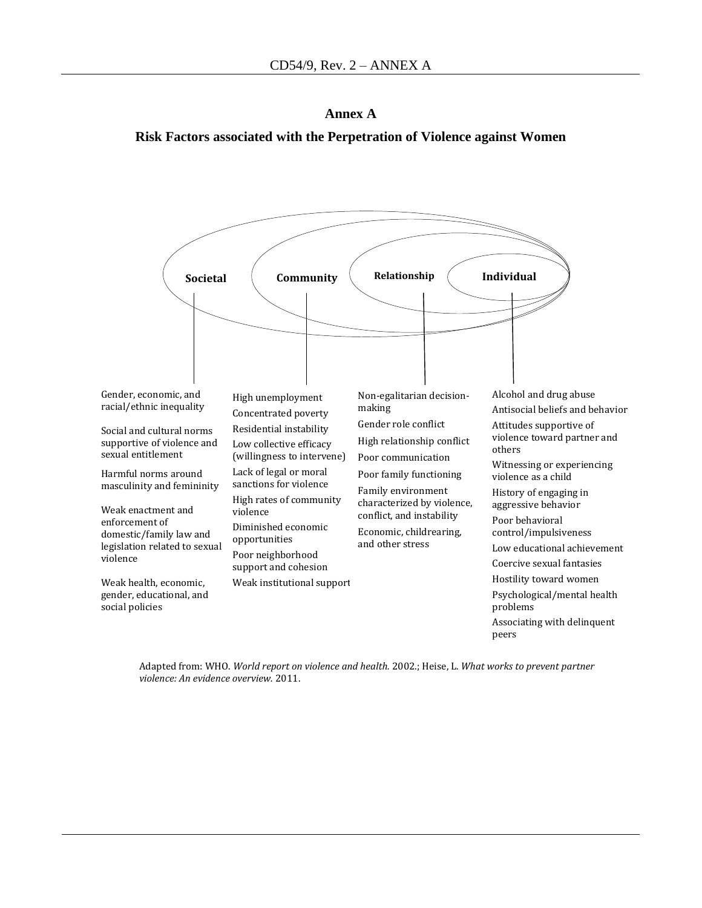# Annex A

## Risk Factors associated with the Perpetration of Violence against Women

| Societal | Community | Relationship | Individual |
|---|---|---|---|
| Gender, economic, and racial/ethnic inequality | High unemployment | Non-egalitarian decision-making | Alcohol and drug abuse |
| Social and cultural norms supportive of violence and sexual entitlement | Concentrated poverty | Gender role conflict | Antisocial beliefs and behavior |
| Harmful norms around masculinity and femininity | Residential instability | High relationship conflict | Attitudes supportive of violence toward partner and others |
| Weak enactment and enforcement of domestic/family law and legislation related to sexual violence | Low collective efficacy (willingness to intervene) | Poor communication | Witnessing or experiencing violence as a child |
| Weak health, economic, gender, educational, and social policies | Lack of legal or moral sanctions for violence | Poor family functioning | History of engaging in aggressive behavior |
| | High rates of community violence | Family environment characterized by violence, conflict, and instability | Poor behavioral control/impulsiveness |
| | Diminished economic opportunities | Economic, childrearing, and other stress | Low educational achievement |
| | Poor neighborhood support and cohesion | | Coercive sexual fantasies |
| | Weak institutional support | | Hostility toward women |
| | | | Psychological/mental health problems |
| | | | Associating with delinquent peers |

Adapted from: WHO. *World report on violence and health.* 2002.; Heise, L. *What works to prevent partner violence: An evidence overview.* 2011.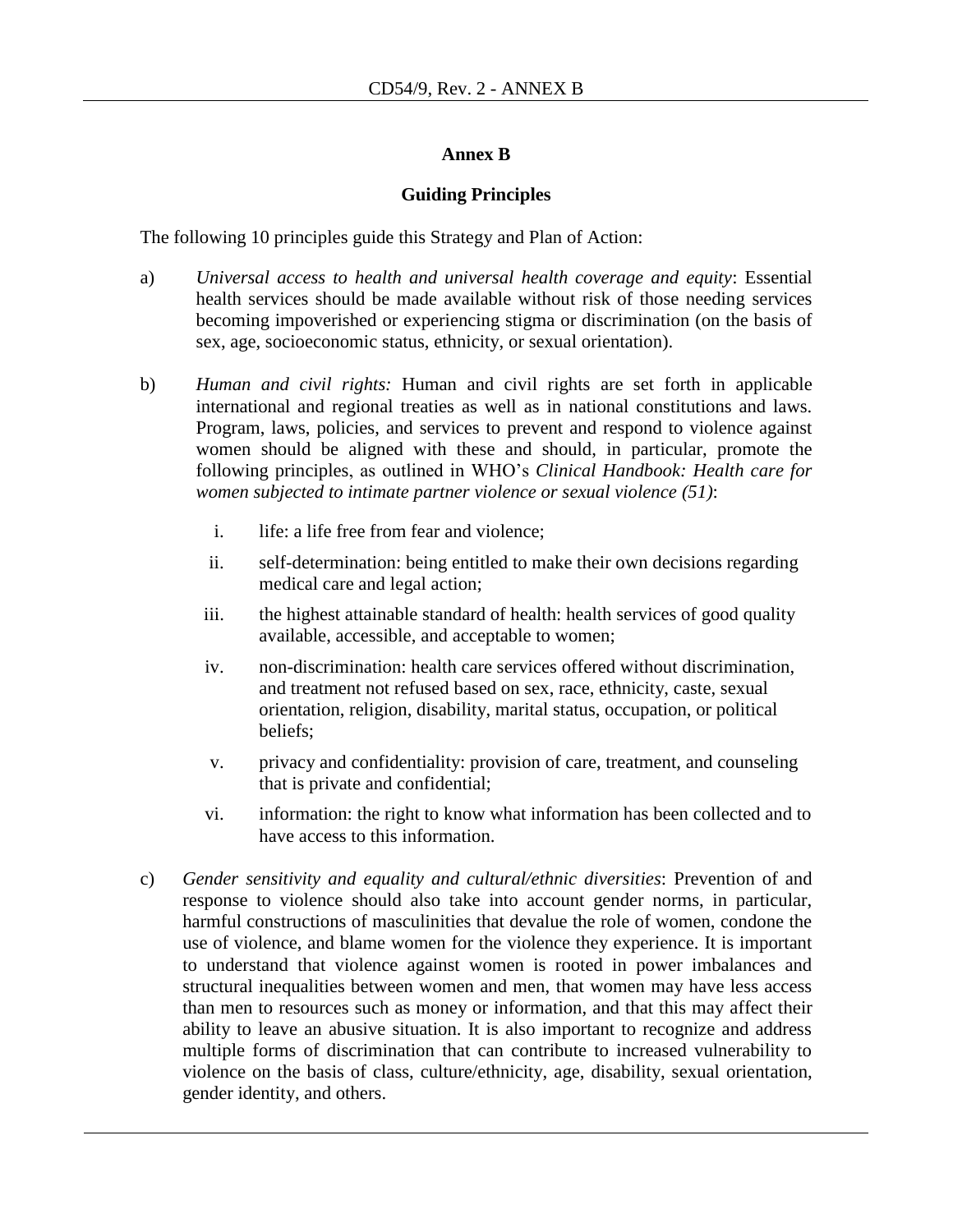## Annex B

### Guiding Principles

The following 10 principles guide this Strategy and Plan of Action:

a) *Universal access to health and universal health coverage and equity*: Essential health services should be made available without risk of those needing services becoming impoverished or experiencing stigma or discrimination (on the basis of sex, age, socioeconomic status, ethnicity, or sexual orientation).

b) *Human and civil rights:* Human and civil rights are set forth in applicable international and regional treaties as well as in national constitutions and laws. Program, laws, policies, and services to prevent and respond to violence against women should be aligned with these and should, in particular, promote the following principles, as outlined in WHO's *Clinical Handbook: Health care for women subjected to intimate partner violence or sexual violence (51)*:

   i. life: a life free from fear and violence;

   ii. self-determination: being entitled to make their own decisions regarding medical care and legal action;

   iii. the highest attainable standard of health: health services of good quality available, accessible, and acceptable to women;

   iv. non-discrimination: health care services offered without discrimination, and treatment not refused based on sex, race, ethnicity, caste, sexual orientation, religion, disability, marital status, occupation, or political beliefs;

   v. privacy and confidentiality: provision of care, treatment, and counseling that is private and confidential;

   vi. information: the right to know what information has been collected and to have access to this information.

c) *Gender sensitivity and equality and cultural/ethnic diversities*: Prevention of and response to violence should also take into account gender norms, in particular, harmful constructions of masculinities that devalue the role of women, condone the use of violence, and blame women for the violence they experience. It is important to understand that violence against women is rooted in power imbalances and structural inequalities between women and men, that women may have less access than men to resources such as money or information, and that this may affect their ability to leave an abusive situation. It is also important to recognize and address multiple forms of discrimination that can contribute to increased vulnerability to violence on the basis of class, culture/ethnicity, age, disability, sexual orientation, gender identity, and others.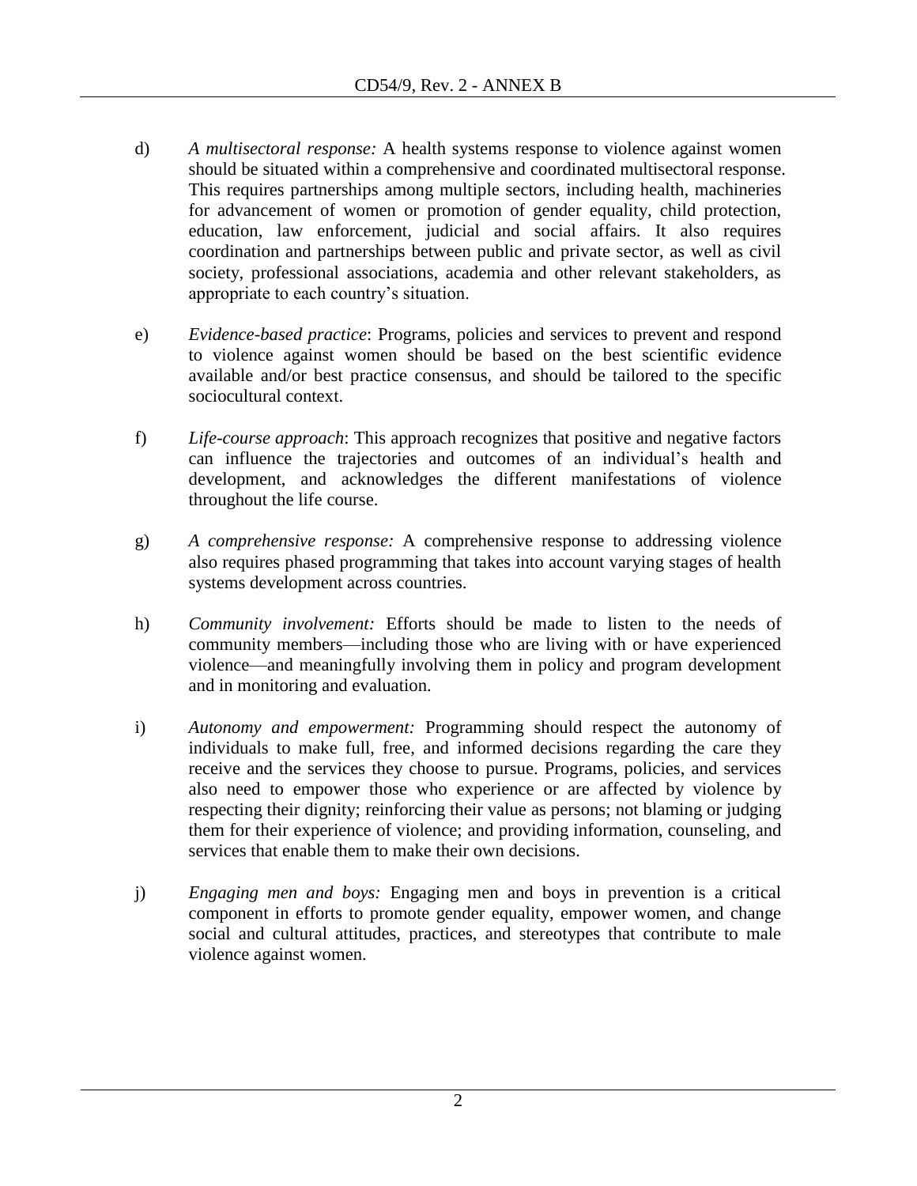d) *A multisectoral response:* A health systems response to violence against women should be situated within a comprehensive and coordinated multisectoral response. This requires partnerships among multiple sectors, including health, machineries for advancement of women or promotion of gender equality, child protection, education, law enforcement, judicial and social affairs. It also requires coordination and partnerships between public and private sector, as well as civil society, professional associations, academia and other relevant stakeholders, as appropriate to each country's situation.

e) *Evidence-based practice*: Programs, policies and services to prevent and respond to violence against women should be based on the best scientific evidence available and/or best practice consensus, and should be tailored to the specific sociocultural context.

f) *Life-course approach*: This approach recognizes that positive and negative factors can influence the trajectories and outcomes of an individual's health and development, and acknowledges the different manifestations of violence throughout the life course.

g) *A comprehensive response:* A comprehensive response to addressing violence also requires phased programming that takes into account varying stages of health systems development across countries.

h) *Community involvement:* Efforts should be made to listen to the needs of community members—including those who are living with or have experienced violence—and meaningfully involving them in policy and program development and in monitoring and evaluation.

i) *Autonomy and empowerment:* Programming should respect the autonomy of individuals to make full, free, and informed decisions regarding the care they receive and the services they choose to pursue. Programs, policies, and services also need to empower those who experience or are affected by violence by respecting their dignity; reinforcing their value as persons; not blaming or judging them for their experience of violence; and providing information, counseling, and services that enable them to make their own decisions.

j) *Engaging men and boys:* Engaging men and boys in prevention is a critical component in efforts to promote gender equality, empower women, and change social and cultural attitudes, practices, and stereotypes that contribute to male violence against women.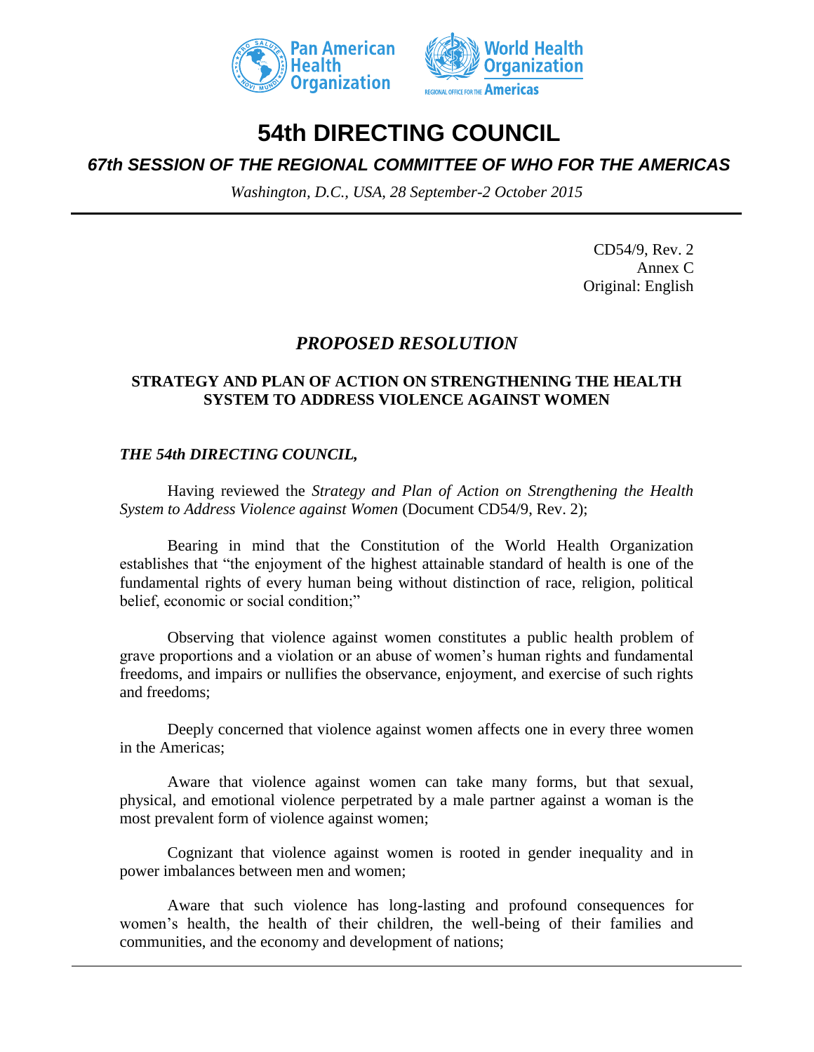# 54th DIRECTING COUNCIL

## *67th SESSION OF THE REGIONAL COMMITTEE OF WHO FOR THE AMERICAS*

*Washington, D.C., USA, 28 September-2 October 2015*

CD54/9, Rev. 2
Annex C
Original: English

## *PROPOSED RESOLUTION*

### STRATEGY AND PLAN OF ACTION ON STRENGTHENING THE HEALTH SYSTEM TO ADDRESS VIOLENCE AGAINST WOMEN

***THE 54th DIRECTING COUNCIL,***

Having reviewed the *Strategy and Plan of Action on Strengthening the Health System to Address Violence against Women* (Document CD54/9, Rev. 2);

Bearing in mind that the Constitution of the World Health Organization establishes that "the enjoyment of the highest attainable standard of health is one of the fundamental rights of every human being without distinction of race, religion, political belief, economic or social condition;"

Observing that violence against women constitutes a public health problem of grave proportions and a violation or an abuse of women's human rights and fundamental freedoms, and impairs or nullifies the observance, enjoyment, and exercise of such rights and freedoms;

Deeply concerned that violence against women affects one in every three women in the Americas;

Aware that violence against women can take many forms, but that sexual, physical, and emotional violence perpetrated by a male partner against a woman is the most prevalent form of violence against women;

Cognizant that violence against women is rooted in gender inequality and in power imbalances between men and women;

Aware that such violence has long-lasting and profound consequences for women's health, the health of their children, the well-being of their families and communities, and the economy and development of nations;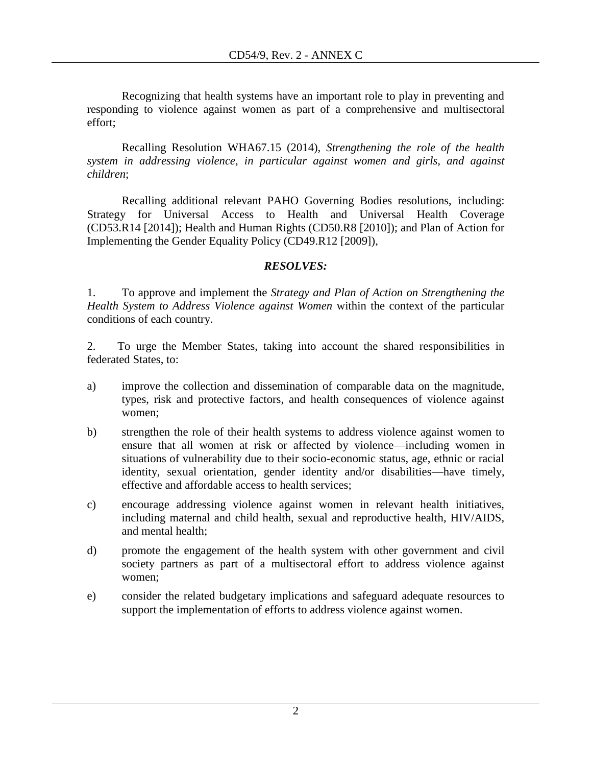Recognizing that health systems have an important role to play in preventing and responding to violence against women as part of a comprehensive and multisectoral effort;

Recalling Resolution WHA67.15 (2014), *Strengthening the role of the health system in addressing violence, in particular against women and girls, and against children*;

Recalling additional relevant PAHO Governing Bodies resolutions, including: Strategy for Universal Access to Health and Universal Health Coverage (CD53.R14 [2014]); Health and Human Rights (CD50.R8 [2010]); and Plan of Action for Implementing the Gender Equality Policy (CD49.R12 [2009]),

***RESOLVES:***

1. To approve and implement the *Strategy and Plan of Action on Strengthening the Health System to Address Violence against Women* within the context of the particular conditions of each country.

2. To urge the Member States, taking into account the shared responsibilities in federated States, to:

a) improve the collection and dissemination of comparable data on the magnitude, types, risk and protective factors, and health consequences of violence against women;

b) strengthen the role of their health systems to address violence against women to ensure that all women at risk or affected by violence—including women in situations of vulnerability due to their socio-economic status, age, ethnic or racial identity, sexual orientation, gender identity and/or disabilities—have timely, effective and affordable access to health services;

c) encourage addressing violence against women in relevant health initiatives, including maternal and child health, sexual and reproductive health, HIV/AIDS, and mental health;

d) promote the engagement of the health system with other government and civil society partners as part of a multisectoral effort to address violence against women;

e) consider the related budgetary implications and safeguard adequate resources to support the implementation of efforts to address violence against women.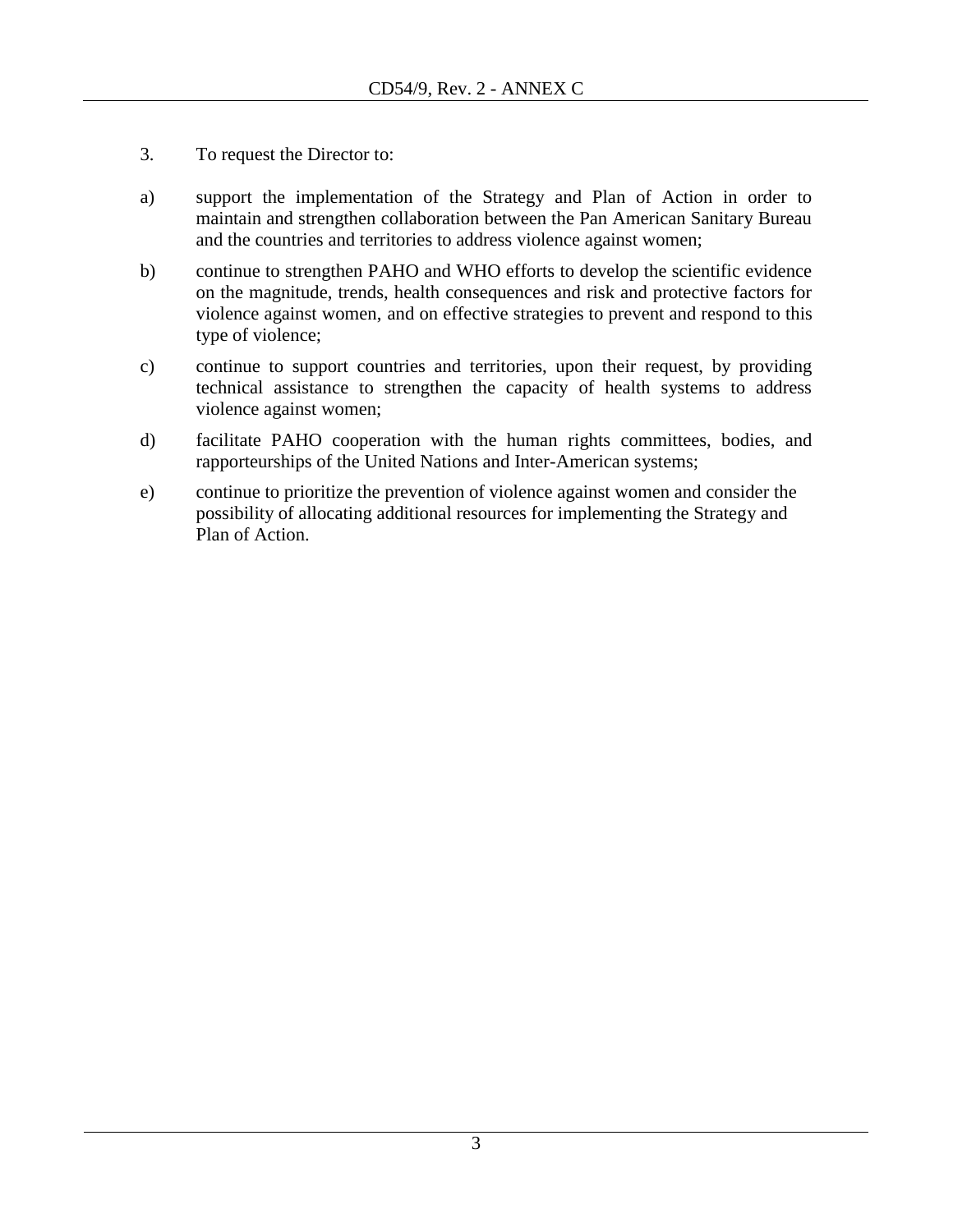3. To request the Director to:

a) support the implementation of the Strategy and Plan of Action in order to maintain and strengthen collaboration between the Pan American Sanitary Bureau and the countries and territories to address violence against women;

b) continue to strengthen PAHO and WHO efforts to develop the scientific evidence on the magnitude, trends, health consequences and risk and protective factors for violence against women, and on effective strategies to prevent and respond to this type of violence;

c) continue to support countries and territories, upon their request, by providing technical assistance to strengthen the capacity of health systems to address violence against women;

d) facilitate PAHO cooperation with the human rights committees, bodies, and rapporteurships of the United Nations and Inter-American systems;

e) continue to prioritize the prevention of violence against women and consider the possibility of allocating additional resources for implementing the Strategy and Plan of Action.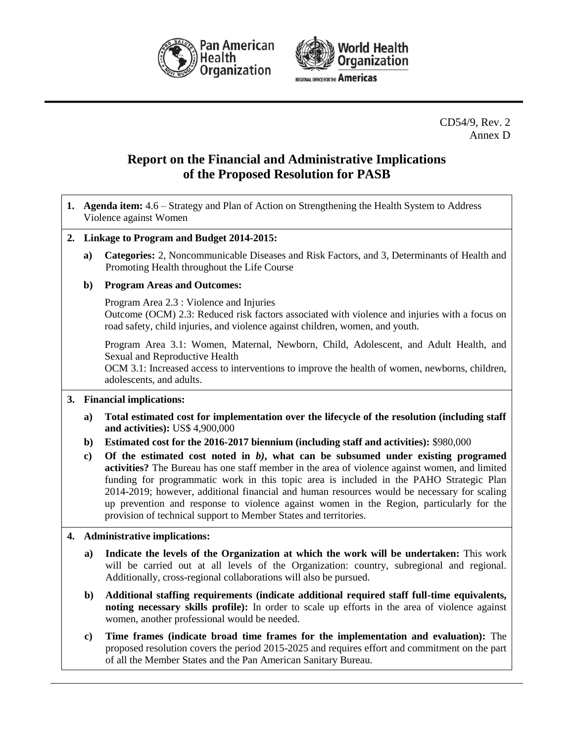CD54/9, Rev. 2
Annex D

# Report on the Financial and Administrative Implications of the Proposed Resolution for PASB

**1. Agenda item:** 4.6 – Strategy and Plan of Action on Strengthening the Health System to Address Violence against Women

**2. Linkage to Program and Budget 2014-2015:**

**a) Categories:** 2, Noncommunicable Diseases and Risk Factors, and 3, Determinants of Health and Promoting Health throughout the Life Course

**b) Program Areas and Outcomes:**

Program Area 2.3 : Violence and Injuries
Outcome (OCM) 2.3: Reduced risk factors associated with violence and injuries with a focus on road safety, child injuries, and violence against children, women, and youth.

Program Area 3.1: Women, Maternal, Newborn, Child, Adolescent, and Adult Health, and Sexual and Reproductive Health
OCM 3.1: Increased access to interventions to improve the health of women, newborns, children, adolescents, and adults.

**3. Financial implications:**

**a) Total estimated cost for implementation over the lifecycle of the resolution (including staff and activities):** US$ 4,900,000

**b) Estimated cost for the 2016-2017 biennium (including staff and activities):** $980,000

**c) Of the estimated cost noted in *b)*, what can be subsumed under existing programed activities?** The Bureau has one staff member in the area of violence against women, and limited funding for programmatic work in this topic area is included in the PAHO Strategic Plan 2014-2019; however, additional financial and human resources would be necessary for scaling up prevention and response to violence against women in the Region, particularly for the provision of technical support to Member States and territories.

**4. Administrative implications:**

**a) Indicate the levels of the Organization at which the work will be undertaken:** This work will be carried out at all levels of the Organization: country, subregional and regional. Additionally, cross-regional collaborations will also be pursued.

**b) Additional staffing requirements (indicate additional required staff full-time equivalents, noting necessary skills profile):** In order to scale up efforts in the area of violence against women, another professional would be needed.

**c) Time frames (indicate broad time frames for the implementation and evaluation):** The proposed resolution covers the period 2015-2025 and requires effort and commitment on the part of all the Member States and the Pan American Sanitary Bureau.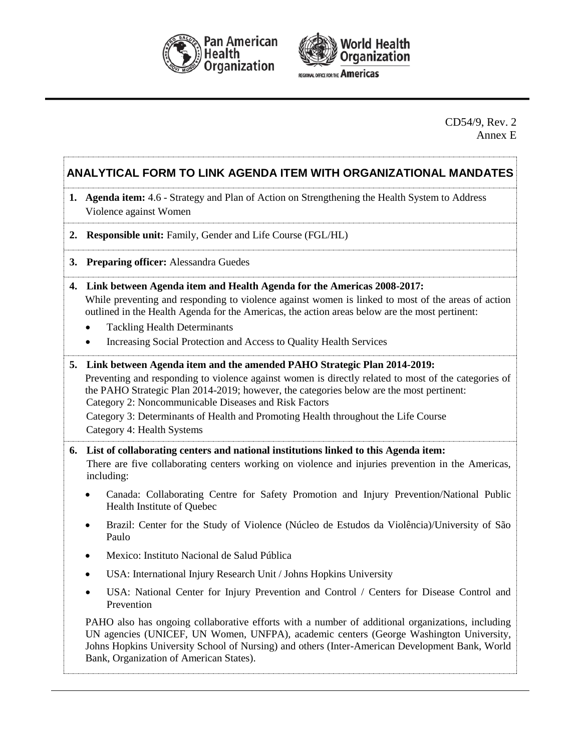CD54/9, Rev. 2
Annex E

## ANALYTICAL FORM TO LINK AGENDA ITEM WITH ORGANIZATIONAL MANDATES

1. **Agenda item:** 4.6 - Strategy and Plan of Action on Strengthening the Health System to Address Violence against Women

2. **Responsible unit:** Family, Gender and Life Course (FGL/HL)

3. **Preparing officer:** Alessandra Guedes

4. **Link between Agenda item and Health Agenda for the Americas 2008-2017:**
   While preventing and responding to violence against women is linked to most of the areas of action outlined in the Health Agenda for the Americas, the action areas below are the most pertinent:
   - Tackling Health Determinants
   - Increasing Social Protection and Access to Quality Health Services

5. **Link between Agenda item and the amended PAHO Strategic Plan 2014-2019:**
   Preventing and responding to violence against women is directly related to most of the categories of the PAHO Strategic Plan 2014-2019; however, the categories below are the most pertinent:
   Category 2: Noncommunicable Diseases and Risk Factors
   Category 3: Determinants of Health and Promoting Health throughout the Life Course
   Category 4: Health Systems

6. **List of collaborating centers and national institutions linked to this Agenda item:**
   There are five collaborating centers working on violence and injuries prevention in the Americas, including:
   - Canada: Collaborating Centre for Safety Promotion and Injury Prevention/National Public Health Institute of Quebec
   - Brazil: Center for the Study of Violence (Núcleo de Estudos da Violência)/University of São Paulo
   - Mexico: Instituto Nacional de Salud Pública
   - USA: International Injury Research Unit / Johns Hopkins University
   - USA: National Center for Injury Prevention and Control / Centers for Disease Control and Prevention

   PAHO also has ongoing collaborative efforts with a number of additional organizations, including UN agencies (UNICEF, UN Women, UNFPA), academic centers (George Washington University, Johns Hopkins University School of Nursing) and others (Inter-American Development Bank, World Bank, Organization of American States).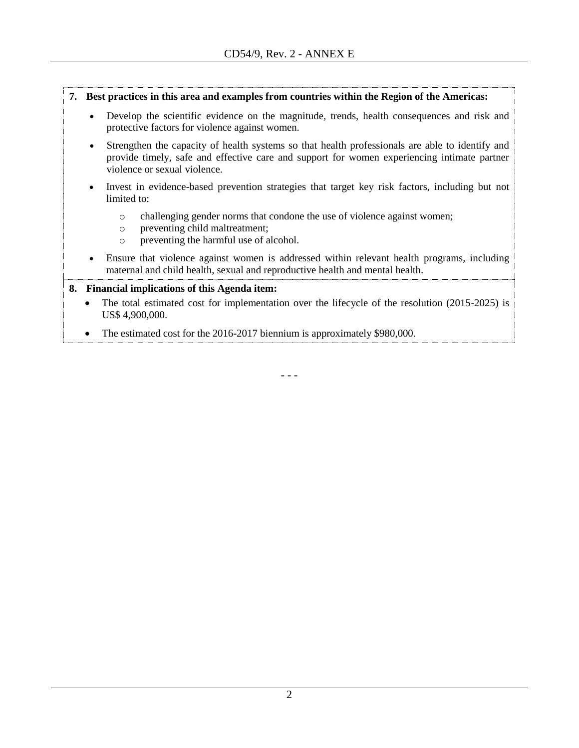**7. Best practices in this area and examples from countries within the Region of the Americas:**

- Develop the scientific evidence on the magnitude, trends, health consequences and risk and protective factors for violence against women.
- Strengthen the capacity of health systems so that health professionals are able to identify and provide timely, safe and effective care and support for women experiencing intimate partner violence or sexual violence.
- Invest in evidence-based prevention strategies that target key risk factors, including but not limited to:
  - challenging gender norms that condone the use of violence against women;
  - preventing child maltreatment;
  - preventing the harmful use of alcohol.
- Ensure that violence against women is addressed within relevant health programs, including maternal and child health, sexual and reproductive health and mental health.

**8. Financial implications of this Agenda item:**

- The total estimated cost for implementation over the lifecycle of the resolution (2015-2025) is US$ 4,900,000.
- The estimated cost for the 2016-2017 biennium is approximately $980,000.

- - -